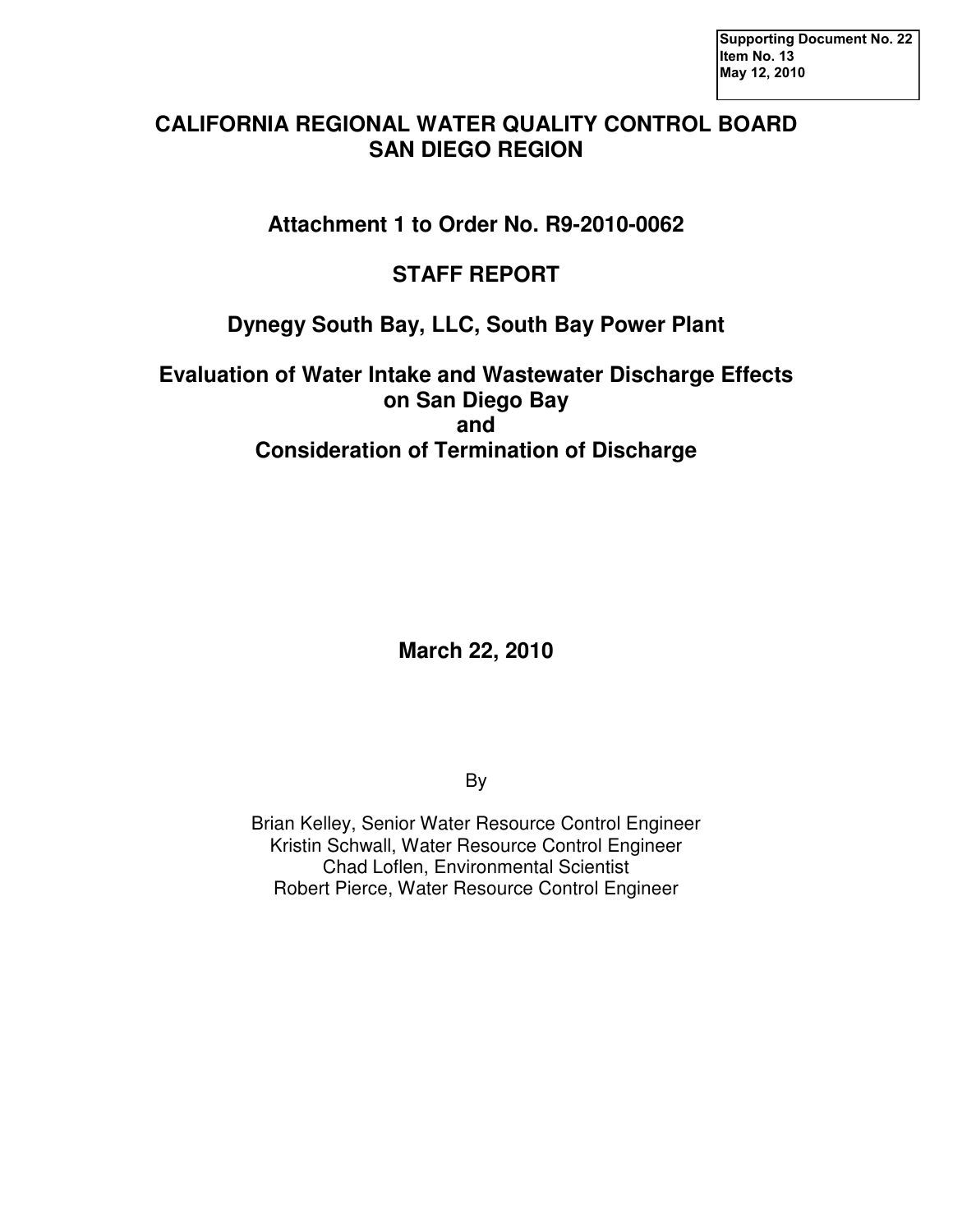Supporting Document No. 22
Item No. 13
May 12, 2010

# CALIFORNIA REGIONAL WATER QUALITY CONTROL BOARD
# SAN DIEGO REGION

## Attachment 1 to Order No. R9-2010-0062

## STAFF REPORT

## Dynegy South Bay, LLC, South Bay Power Plant

## Evaluation of Water Intake and Wastewater Discharge Effects on San Diego Bay and Consideration of Termination of Discharge

**March 22, 2010**

By

Brian Kelley, Senior Water Resource Control Engineer
Kristin Schwall, Water Resource Control Engineer
Chad Loflen, Environmental Scientist
Robert Pierce, Water Resource Control Engineer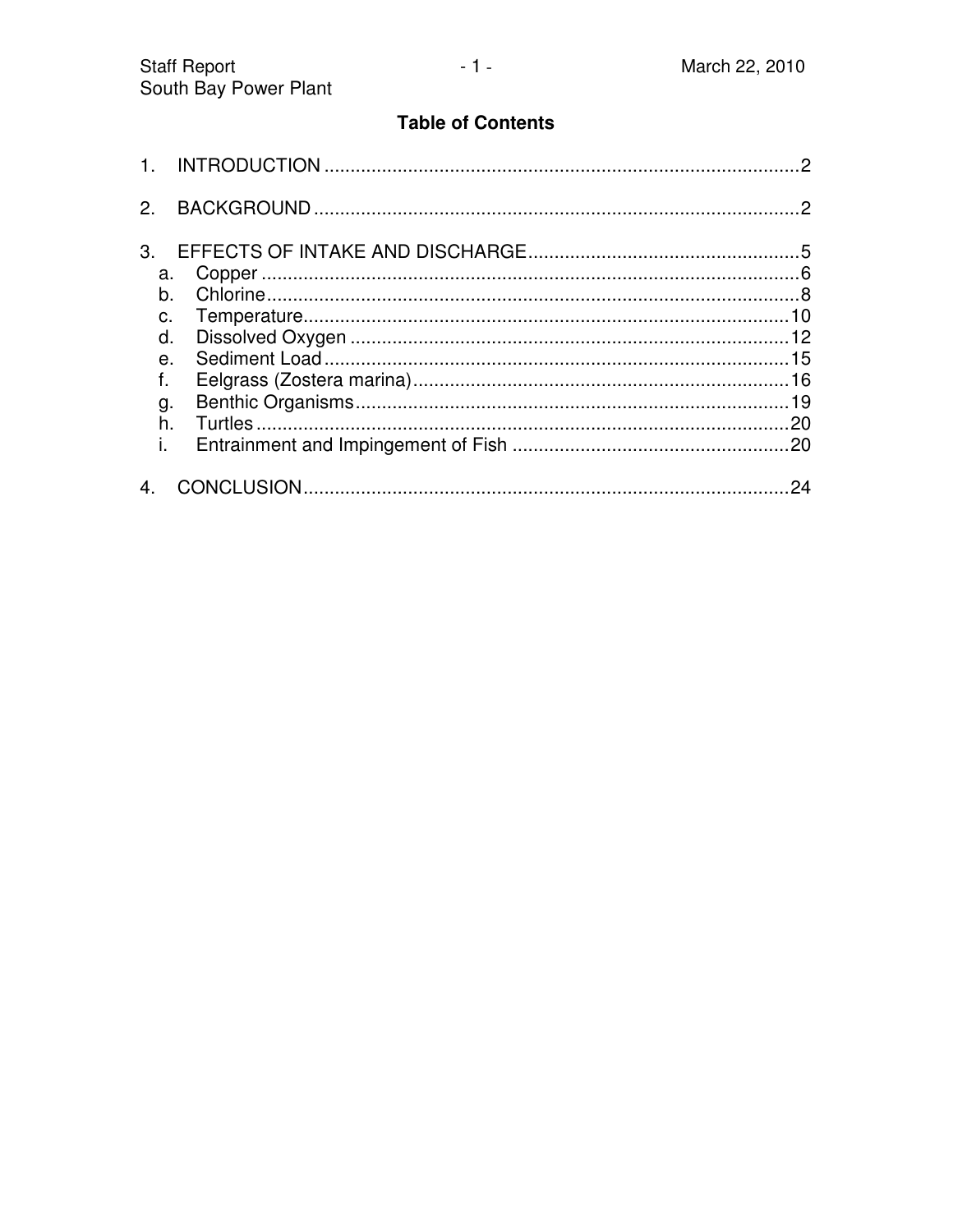## Table of Contents

1. INTRODUCTION ..........................................................................................2

2. BACKGROUND ............................................................................................2

3. EFFECTS OF INTAKE AND DISCHARGE....................................................5
   a. Copper .......................................................................................................6
   b. Chlorine......................................................................................................8
   c. Temperature.............................................................................................10
   d. Dissolved Oxygen ....................................................................................12
   e. Sediment Load .........................................................................................15
   f. Eelgrass (Zostera marina)........................................................................16
   g. Benthic Organisms...................................................................................19
   h. Turtles ......................................................................................................20
   i. Entrainment and Impingement of Fish .....................................................20

4. CONCLUSION.............................................................................................24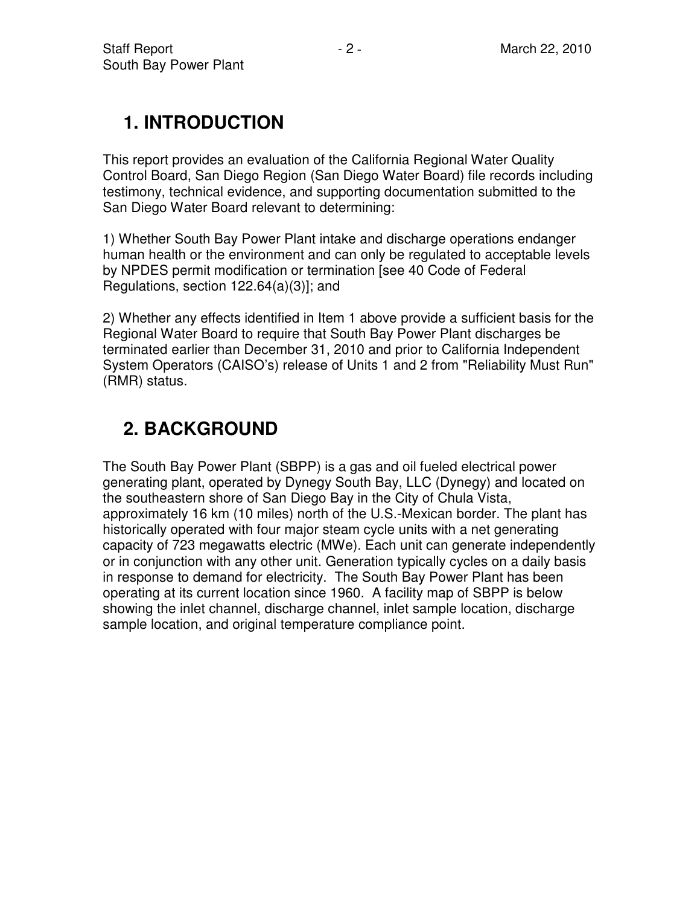# 1. INTRODUCTION

This report provides an evaluation of the California Regional Water Quality Control Board, San Diego Region (San Diego Water Board) file records including testimony, technical evidence, and supporting documentation submitted to the San Diego Water Board relevant to determining:

1) Whether South Bay Power Plant intake and discharge operations endanger human health or the environment and can only be regulated to acceptable levels by NPDES permit modification or termination [see 40 Code of Federal Regulations, section 122.64(a)(3)]; and

2) Whether any effects identified in Item 1 above provide a sufficient basis for the Regional Water Board to require that South Bay Power Plant discharges be terminated earlier than December 31, 2010 and prior to California Independent System Operators (CAISO's) release of Units 1 and 2 from "Reliability Must Run" (RMR) status.

# 2. BACKGROUND

The South Bay Power Plant (SBPP) is a gas and oil fueled electrical power generating plant, operated by Dynegy South Bay, LLC (Dynegy) and located on the southeastern shore of San Diego Bay in the City of Chula Vista, approximately 16 km (10 miles) north of the U.S.-Mexican border. The plant has historically operated with four major steam cycle units with a net generating capacity of 723 megawatts electric (MWe). Each unit can generate independently or in conjunction with any other unit. Generation typically cycles on a daily basis in response to demand for electricity. The South Bay Power Plant has been operating at its current location since 1960. A facility map of SBPP is below showing the inlet channel, discharge channel, inlet sample location, discharge sample location, and original temperature compliance point.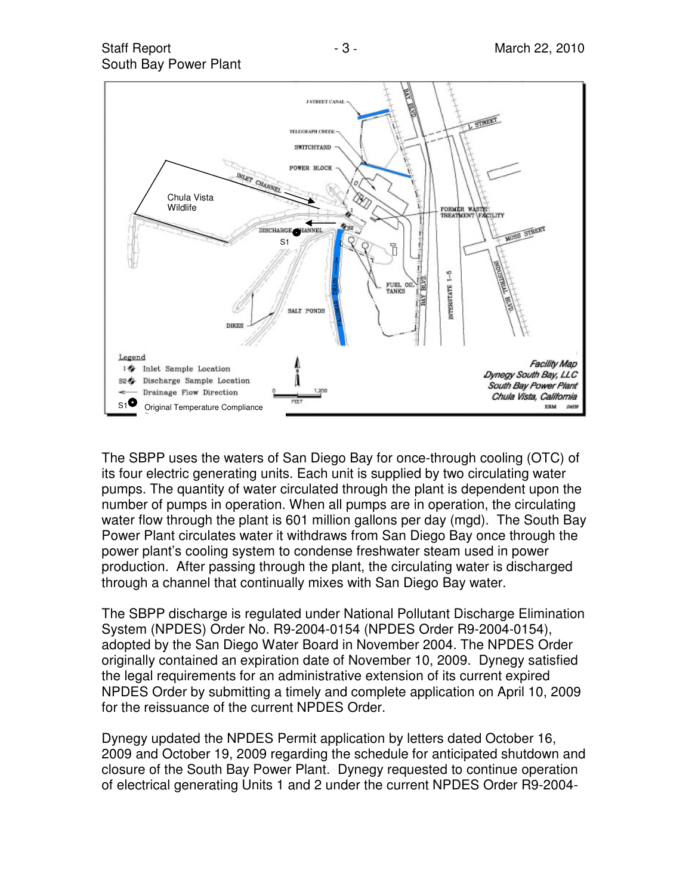The SBPP uses the waters of San Diego Bay for once-through cooling (OTC) of its four electric generating units. Each unit is supplied by two circulating water pumps. The quantity of water circulated through the plant is dependent upon the number of pumps in operation. When all pumps are in operation, the circulating water flow through the plant is 601 million gallons per day (mgd). The South Bay Power Plant circulates water it withdraws from San Diego Bay once through the power plant's cooling system to condense freshwater steam used in power production. After passing through the plant, the circulating water is discharged through a channel that continually mixes with San Diego Bay water.

The SBPP discharge is regulated under National Pollutant Discharge Elimination System (NPDES) Order No. R9-2004-0154 (NPDES Order R9-2004-0154), adopted by the San Diego Water Board in November 2004. The NPDES Order originally contained an expiration date of November 10, 2009. Dynegy satisfied the legal requirements for an administrative extension of its current expired NPDES Order by submitting a timely and complete application on April 10, 2009 for the reissuance of the current NPDES Order.

Dynegy updated the NPDES Permit application by letters dated October 16, 2009 and October 19, 2009 regarding the schedule for anticipated shutdown and closure of the South Bay Power Plant. Dynegy requested to continue operation of electrical generating Units 1 and 2 under the current NPDES Order R9-2004-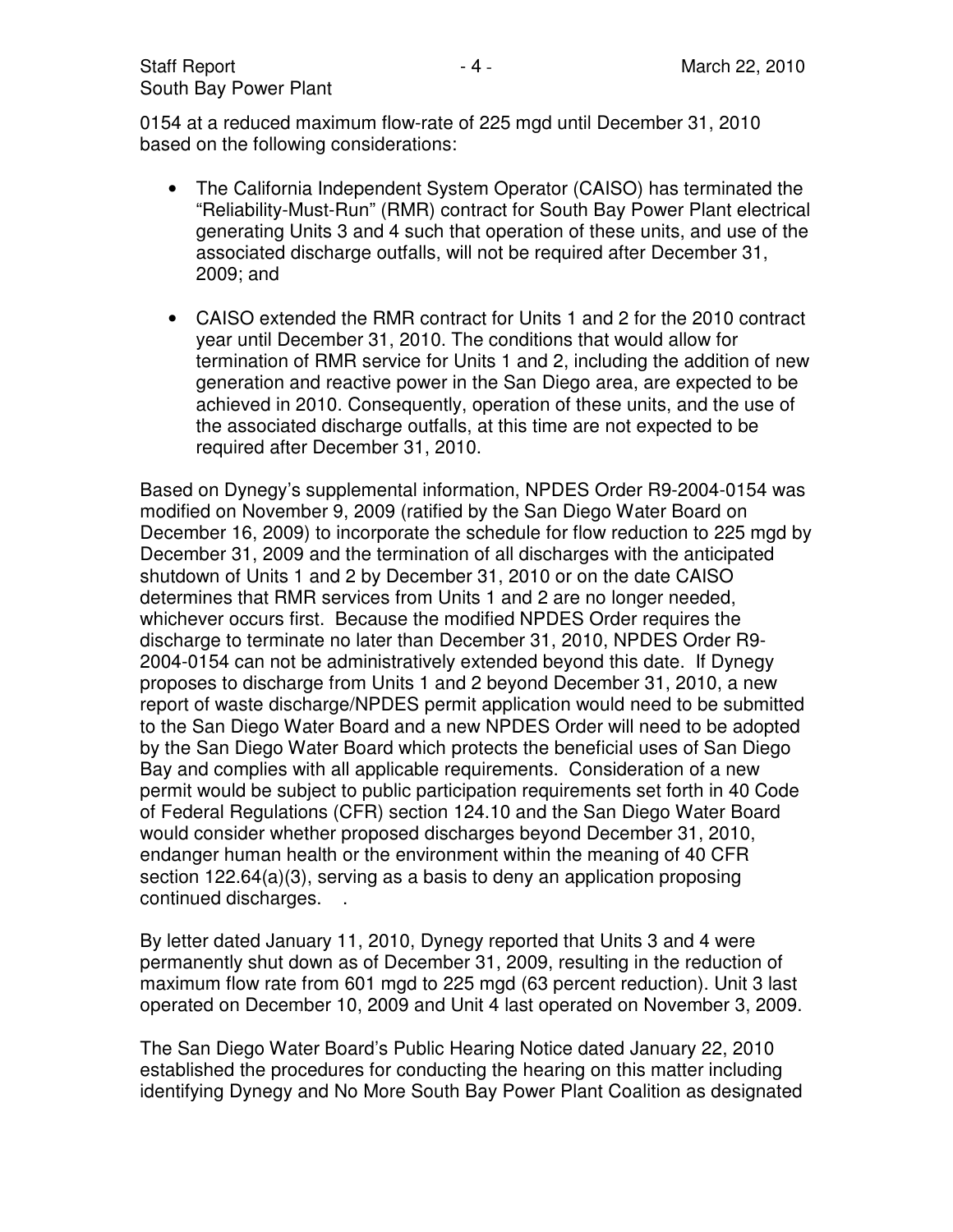0154 at a reduced maximum flow-rate of 225 mgd until December 31, 2010 based on the following considerations:

- The California Independent System Operator (CAISO) has terminated the "Reliability-Must-Run" (RMR) contract for South Bay Power Plant electrical generating Units 3 and 4 such that operation of these units, and use of the associated discharge outfalls, will not be required after December 31, 2009; and

- CAISO extended the RMR contract for Units 1 and 2 for the 2010 contract year until December 31, 2010. The conditions that would allow for termination of RMR service for Units 1 and 2, including the addition of new generation and reactive power in the San Diego area, are expected to be achieved in 2010. Consequently, operation of these units, and the use of the associated discharge outfalls, at this time are not expected to be required after December 31, 2010.

Based on Dynegy's supplemental information, NPDES Order R9-2004-0154 was modified on November 9, 2009 (ratified by the San Diego Water Board on December 16, 2009) to incorporate the schedule for flow reduction to 225 mgd by December 31, 2009 and the termination of all discharges with the anticipated shutdown of Units 1 and 2 by December 31, 2010 or on the date CAISO determines that RMR services from Units 1 and 2 are no longer needed, whichever occurs first. Because the modified NPDES Order requires the discharge to terminate no later than December 31, 2010, NPDES Order R9-2004-0154 can not be administratively extended beyond this date. If Dynegy proposes to discharge from Units 1 and 2 beyond December 31, 2010, a new report of waste discharge/NPDES permit application would need to be submitted to the San Diego Water Board and a new NPDES Order will need to be adopted by the San Diego Water Board which protects the beneficial uses of San Diego Bay and complies with all applicable requirements. Consideration of a new permit would be subject to public participation requirements set forth in 40 Code of Federal Regulations (CFR) section 124.10 and the San Diego Water Board would consider whether proposed discharges beyond December 31, 2010, endanger human health or the environment within the meaning of 40 CFR section 122.64(a)(3), serving as a basis to deny an application proposing continued discharges. .

By letter dated January 11, 2010, Dynegy reported that Units 3 and 4 were permanently shut down as of December 31, 2009, resulting in the reduction of maximum flow rate from 601 mgd to 225 mgd (63 percent reduction). Unit 3 last operated on December 10, 2009 and Unit 4 last operated on November 3, 2009.

The San Diego Water Board's Public Hearing Notice dated January 22, 2010 established the procedures for conducting the hearing on this matter including identifying Dynegy and No More South Bay Power Plant Coalition as designated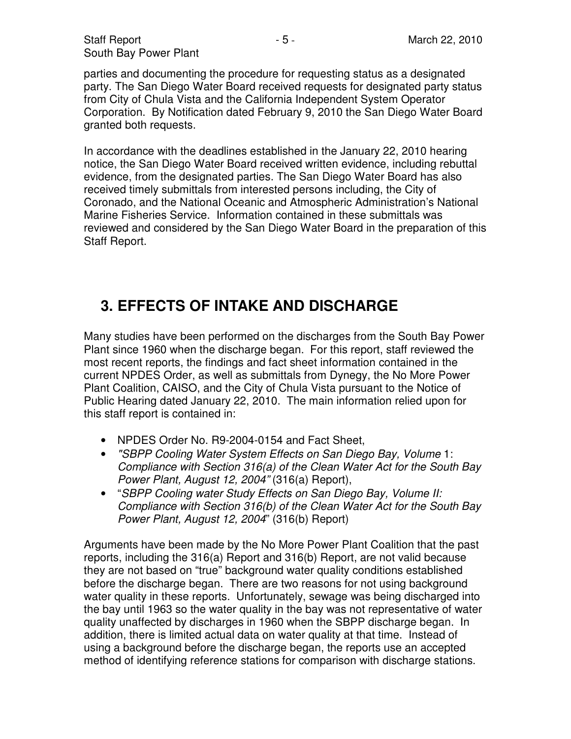parties and documenting the procedure for requesting status as a designated party. The San Diego Water Board received requests for designated party status from City of Chula Vista and the California Independent System Operator Corporation. By Notification dated February 9, 2010 the San Diego Water Board granted both requests.

In accordance with the deadlines established in the January 22, 2010 hearing notice, the San Diego Water Board received written evidence, including rebuttal evidence, from the designated parties. The San Diego Water Board has also received timely submittals from interested persons including, the City of Coronado, and the National Oceanic and Atmospheric Administration's National Marine Fisheries Service. Information contained in these submittals was reviewed and considered by the San Diego Water Board in the preparation of this Staff Report.

# 3. EFFECTS OF INTAKE AND DISCHARGE

Many studies have been performed on the discharges from the South Bay Power Plant since 1960 when the discharge began. For this report, staff reviewed the most recent reports, the findings and fact sheet information contained in the current NPDES Order, as well as submittals from Dynegy, the No More Power Plant Coalition, CAISO, and the City of Chula Vista pursuant to the Notice of Public Hearing dated January 22, 2010. The main information relied upon for this staff report is contained in:

- NPDES Order No. R9-2004-0154 and Fact Sheet,
- *"SBPP Cooling Water System Effects on San Diego Bay, Volume* 1: *Compliance with Section 316(a) of the Clean Water Act for the South Bay Power Plant, August 12, 2004"* (316(a) Report),
- "*SBPP Cooling water Study Effects on San Diego Bay, Volume II: Compliance with Section 316(b) of the Clean Water Act for the South Bay Power Plant, August 12, 2004*" (316(b) Report)

Arguments have been made by the No More Power Plant Coalition that the past reports, including the 316(a) Report and 316(b) Report, are not valid because they are not based on "true" background water quality conditions established before the discharge began. There are two reasons for not using background water quality in these reports. Unfortunately, sewage was being discharged into the bay until 1963 so the water quality in the bay was not representative of water quality unaffected by discharges in 1960 when the SBPP discharge began. In addition, there is limited actual data on water quality at that time. Instead of using a background before the discharge began, the reports use an accepted method of identifying reference stations for comparison with discharge stations.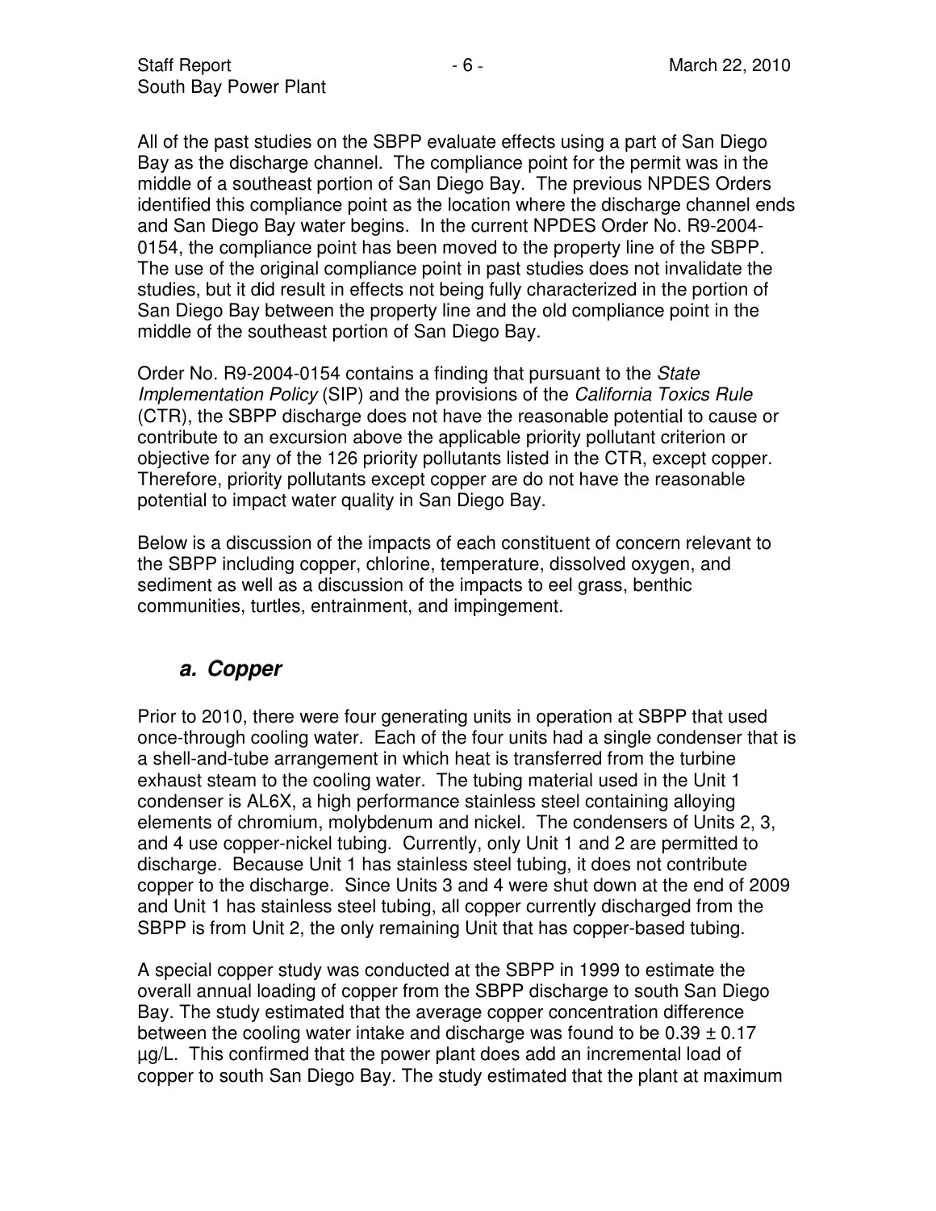All of the past studies on the SBPP evaluate effects using a part of San Diego Bay as the discharge channel. The compliance point for the permit was in the middle of a southeast portion of San Diego Bay. The previous NPDES Orders identified this compliance point as the location where the discharge channel ends and San Diego Bay water begins. In the current NPDES Order No. R9-2004-0154, the compliance point has been moved to the property line of the SBPP. The use of the original compliance point in past studies does not invalidate the studies, but it did result in effects not being fully characterized in the portion of San Diego Bay between the property line and the old compliance point in the middle of the southeast portion of San Diego Bay.

Order No. R9-2004-0154 contains a finding that pursuant to the *State Implementation Policy* (SIP) and the provisions of the *California Toxics Rule* (CTR), the SBPP discharge does not have the reasonable potential to cause or contribute to an excursion above the applicable priority pollutant criterion or objective for any of the 126 priority pollutants listed in the CTR, except copper. Therefore, priority pollutants except copper are do not have the reasonable potential to impact water quality in San Diego Bay.

Below is a discussion of the impacts of each constituent of concern relevant to the SBPP including copper, chlorine, temperature, dissolved oxygen, and sediment as well as a discussion of the impacts to eel grass, benthic communities, turtles, entrainment, and impingement.

## *a. Copper*

Prior to 2010, there were four generating units in operation at SBPP that used once-through cooling water. Each of the four units had a single condenser that is a shell-and-tube arrangement in which heat is transferred from the turbine exhaust steam to the cooling water. The tubing material used in the Unit 1 condenser is AL6X, a high performance stainless steel containing alloying elements of chromium, molybdenum and nickel. The condensers of Units 2, 3, and 4 use copper-nickel tubing. Currently, only Unit 1 and 2 are permitted to discharge. Because Unit 1 has stainless steel tubing, it does not contribute copper to the discharge. Since Units 3 and 4 were shut down at the end of 2009 and Unit 1 has stainless steel tubing, all copper currently discharged from the SBPP is from Unit 2, the only remaining Unit that has copper-based tubing.

A special copper study was conducted at the SBPP in 1999 to estimate the overall annual loading of copper from the SBPP discharge to south San Diego Bay. The study estimated that the average copper concentration difference between the cooling water intake and discharge was found to be $0.39 \pm 0.17$ µg/L. This confirmed that the power plant does add an incremental load of copper to south San Diego Bay. The study estimated that the plant at maximum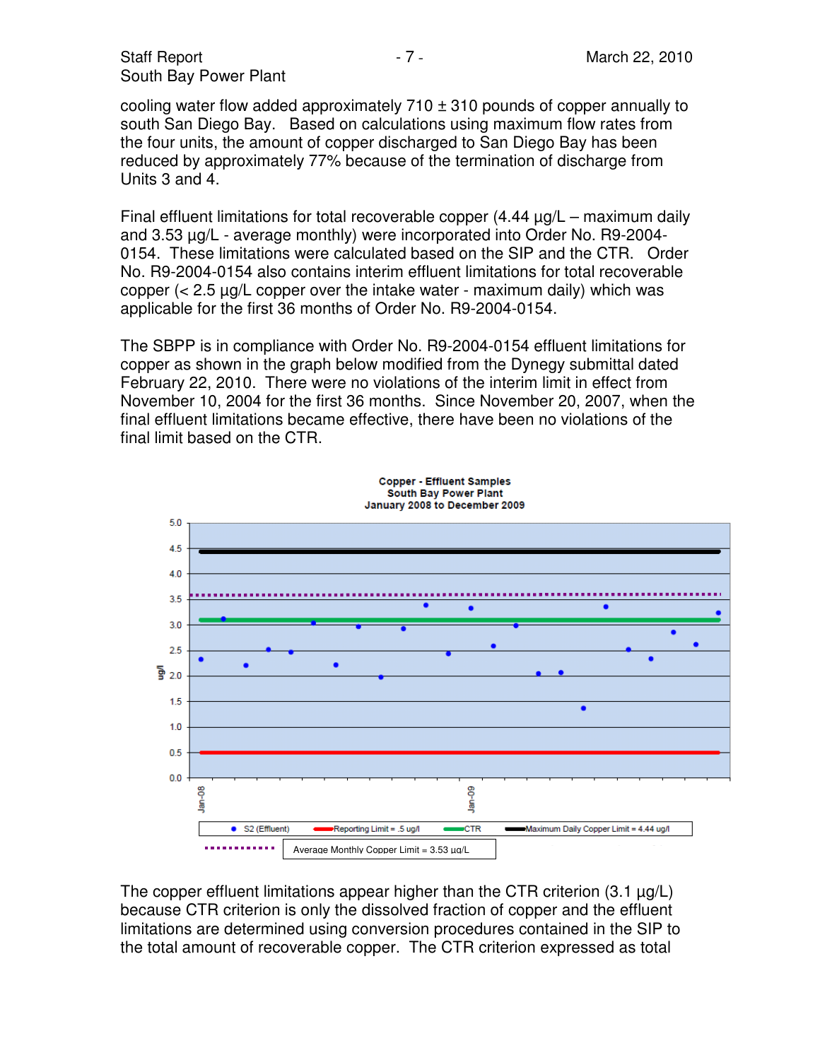cooling water flow added approximately 710 ± 310 pounds of copper annually to south San Diego Bay. Based on calculations using maximum flow rates from the four units, the amount of copper discharged to San Diego Bay has been reduced by approximately 77% because of the termination of discharge from Units 3 and 4.

Final effluent limitations for total recoverable copper (4.44 µg/L – maximum daily and 3.53 µg/L - average monthly) were incorporated into Order No. R9-2004-0154. These limitations were calculated based on the SIP and the CTR. Order No. R9-2004-0154 also contains interim effluent limitations for total recoverable copper (< 2.5 µg/L copper over the intake water - maximum daily) which was applicable for the first 36 months of Order No. R9-2004-0154.

The SBPP is in compliance with Order No. R9-2004-0154 effluent limitations for copper as shown in the graph below modified from the Dynegy submittal dated February 22, 2010. There were no violations of the interim limit in effect from November 10, 2004 for the first 36 months. Since November 20, 2007, when the final effluent limitations became effective, there have been no violations of the final limit based on the CTR.

**Copper - Effluent Samples**
**South Bay Power Plant**
**January 2008 to December 2009**

Legend: S2 (Effluent); Reporting Limit = .5 ug/l; CTR; Maximum Daily Copper Limit = 4.44 ug/l; Average Monthly Copper Limit = 3.53 ug/L

The copper effluent limitations appear higher than the CTR criterion (3.1 µg/L) because CTR criterion is only the dissolved fraction of copper and the effluent limitations are determined using conversion procedures contained in the SIP to the total amount of recoverable copper. The CTR criterion expressed as total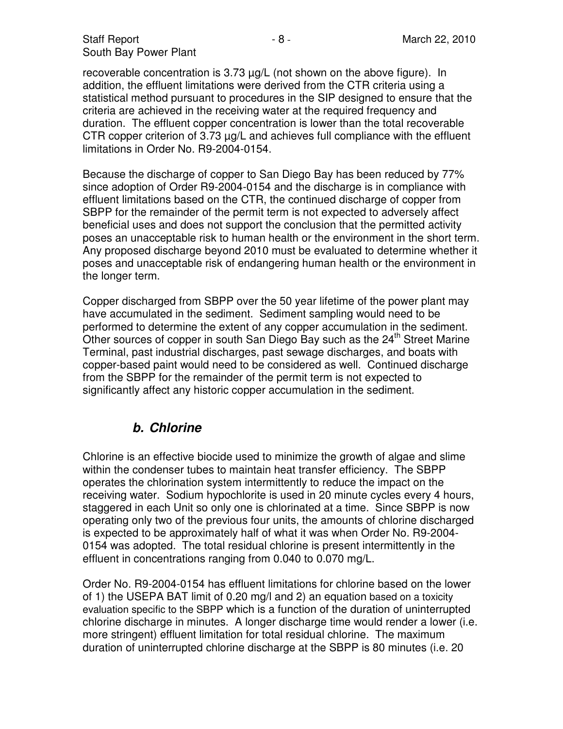recoverable concentration is 3.73 µg/L (not shown on the above figure). In addition, the effluent limitations were derived from the CTR criteria using a statistical method pursuant to procedures in the SIP designed to ensure that the criteria are achieved in the receiving water at the required frequency and duration. The effluent copper concentration is lower than the total recoverable CTR copper criterion of 3.73 µg/L and achieves full compliance with the effluent limitations in Order No. R9-2004-0154.

Because the discharge of copper to San Diego Bay has been reduced by 77% since adoption of Order R9-2004-0154 and the discharge is in compliance with effluent limitations based on the CTR, the continued discharge of copper from SBPP for the remainder of the permit term is not expected to adversely affect beneficial uses and does not support the conclusion that the permitted activity poses an unacceptable risk to human health or the environment in the short term. Any proposed discharge beyond 2010 must be evaluated to determine whether it poses and unacceptable risk of endangering human health or the environment in the longer term.

Copper discharged from SBPP over the 50 year lifetime of the power plant may have accumulated in the sediment. Sediment sampling would need to be performed to determine the extent of any copper accumulation in the sediment. Other sources of copper in south San Diego Bay such as the 24th Street Marine Terminal, past industrial discharges, past sewage discharges, and boats with copper-based paint would need to be considered as well. Continued discharge from the SBPP for the remainder of the permit term is not expected to significantly affect any historic copper accumulation in the sediment.

### *b. Chlorine*

Chlorine is an effective biocide used to minimize the growth of algae and slime within the condenser tubes to maintain heat transfer efficiency. The SBPP operates the chlorination system intermittently to reduce the impact on the receiving water. Sodium hypochlorite is used in 20 minute cycles every 4 hours, staggered in each Unit so only one is chlorinated at a time. Since SBPP is now operating only two of the previous four units, the amounts of chlorine discharged is expected to be approximately half of what it was when Order No. R9-2004-0154 was adopted. The total residual chlorine is present intermittently in the effluent in concentrations ranging from 0.040 to 0.070 mg/L.

Order No. R9-2004-0154 has effluent limitations for chlorine based on the lower of 1) the USEPA BAT limit of 0.20 mg/l and 2) an equation based on a toxicity evaluation specific to the SBPP which is a function of the duration of uninterrupted chlorine discharge in minutes. A longer discharge time would render a lower (i.e. more stringent) effluent limitation for total residual chlorine. The maximum duration of uninterrupted chlorine discharge at the SBPP is 80 minutes (i.e. 20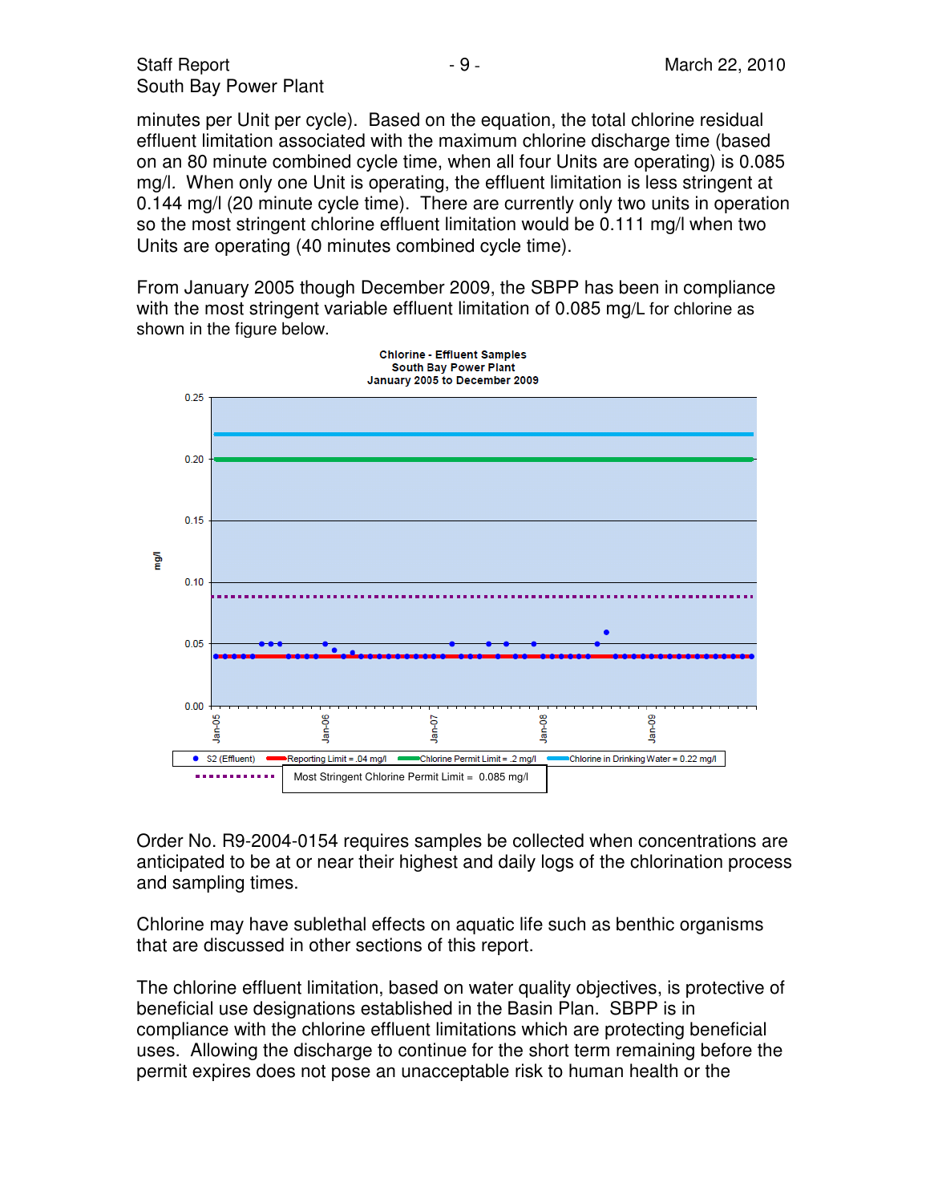minutes per Unit per cycle). Based on the equation, the total chlorine residual effluent limitation associated with the maximum chlorine discharge time (based on an 80 minute combined cycle time, when all four Units are operating) is 0.085 mg/l. When only one Unit is operating, the effluent limitation is less stringent at 0.144 mg/l (20 minute cycle time). There are currently only two units in operation so the most stringent chlorine effluent limitation would be 0.111 mg/l when two Units are operating (40 minutes combined cycle time).

From January 2005 though December 2009, the SBPP has been in compliance with the most stringent variable effluent limitation of 0.085 mg/L for chlorine as shown in the figure below.

Chlorine - Effluent Samples
South Bay Power Plant
January 2005 to December 2009

Order No. R9-2004-0154 requires samples be collected when concentrations are anticipated to be at or near their highest and daily logs of the chlorination process and sampling times.

Chlorine may have sublethal effects on aquatic life such as benthic organisms that are discussed in other sections of this report.

The chlorine effluent limitation, based on water quality objectives, is protective of beneficial use designations established in the Basin Plan. SBPP is in compliance with the chlorine effluent limitations which are protecting beneficial uses. Allowing the discharge to continue for the short term remaining before the permit expires does not pose an unacceptable risk to human health or the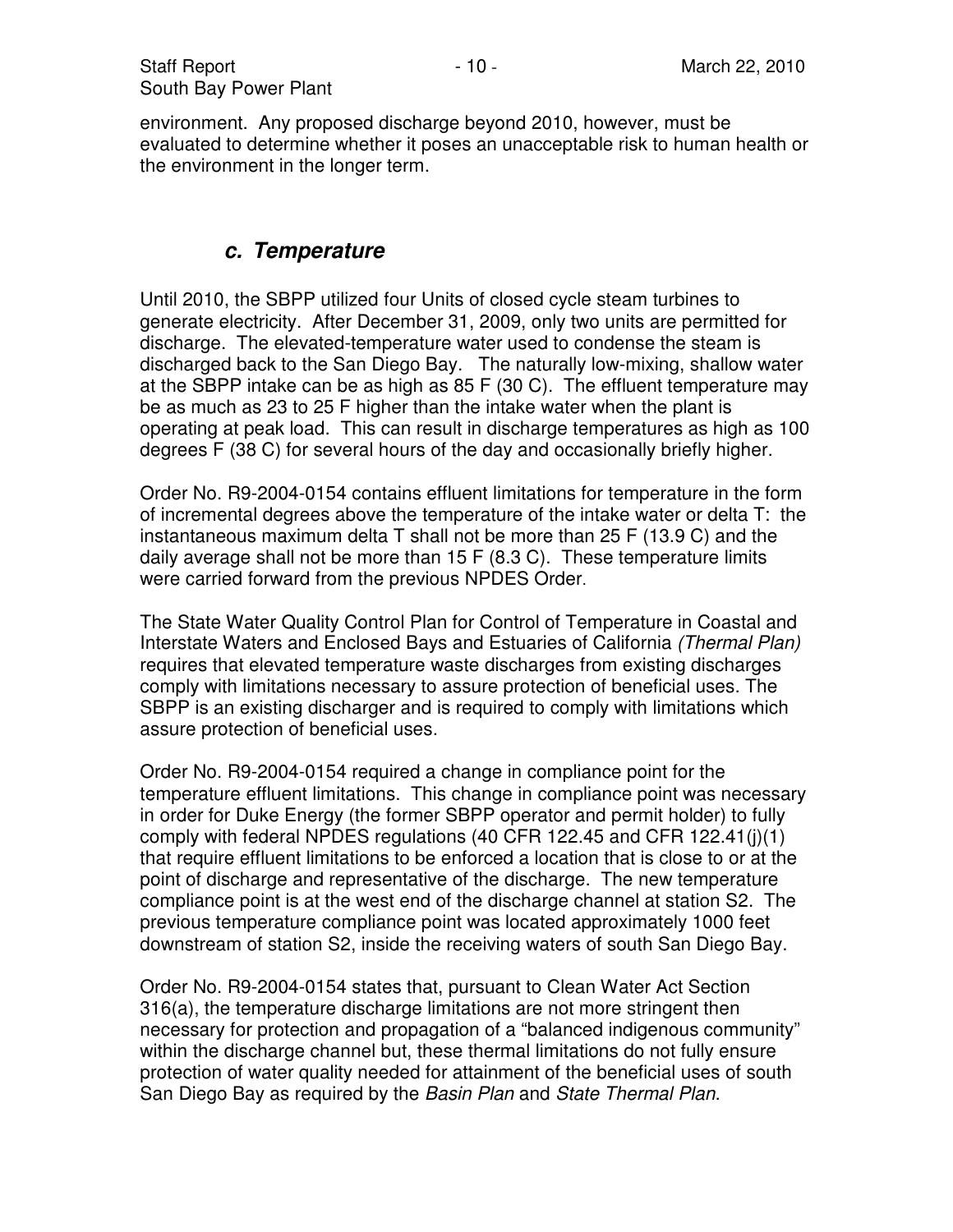environment. Any proposed discharge beyond 2010, however, must be evaluated to determine whether it poses an unacceptable risk to human health or the environment in the longer term.

### *c. Temperature*

Until 2010, the SBPP utilized four Units of closed cycle steam turbines to generate electricity. After December 31, 2009, only two units are permitted for discharge. The elevated-temperature water used to condense the steam is discharged back to the San Diego Bay. The naturally low-mixing, shallow water at the SBPP intake can be as high as 85 F (30 C). The effluent temperature may be as much as 23 to 25 F higher than the intake water when the plant is operating at peak load. This can result in discharge temperatures as high as 100 degrees F (38 C) for several hours of the day and occasionally briefly higher.

Order No. R9-2004-0154 contains effluent limitations for temperature in the form of incremental degrees above the temperature of the intake water or delta T: the instantaneous maximum delta T shall not be more than 25 F (13.9 C) and the daily average shall not be more than 15 F (8.3 C). These temperature limits were carried forward from the previous NPDES Order.

The State Water Quality Control Plan for Control of Temperature in Coastal and Interstate Waters and Enclosed Bays and Estuaries of California *(Thermal Plan)* requires that elevated temperature waste discharges from existing discharges comply with limitations necessary to assure protection of beneficial uses. The SBPP is an existing discharger and is required to comply with limitations which assure protection of beneficial uses.

Order No. R9-2004-0154 required a change in compliance point for the temperature effluent limitations. This change in compliance point was necessary in order for Duke Energy (the former SBPP operator and permit holder) to fully comply with federal NPDES regulations (40 CFR 122.45 and CFR 122.41(j)(1) that require effluent limitations to be enforced a location that is close to or at the point of discharge and representative of the discharge. The new temperature compliance point is at the west end of the discharge channel at station S2. The previous temperature compliance point was located approximately 1000 feet downstream of station S2, inside the receiving waters of south San Diego Bay.

Order No. R9-2004-0154 states that, pursuant to Clean Water Act Section 316(a), the temperature discharge limitations are not more stringent then necessary for protection and propagation of a "balanced indigenous community" within the discharge channel but, these thermal limitations do not fully ensure protection of water quality needed for attainment of the beneficial uses of south San Diego Bay as required by the *Basin Plan* and *State Thermal Plan*.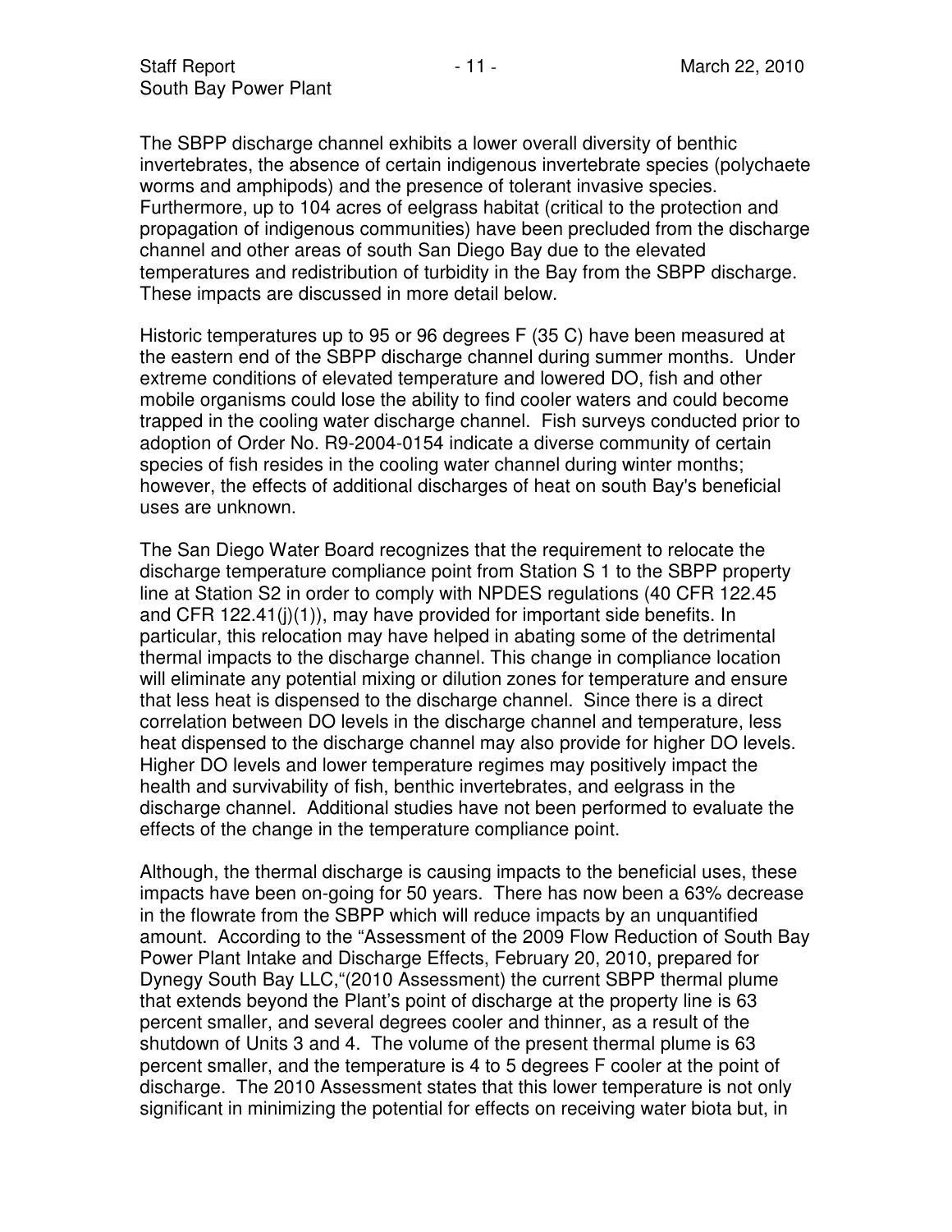The SBPP discharge channel exhibits a lower overall diversity of benthic invertebrates, the absence of certain indigenous invertebrate species (polychaete worms and amphipods) and the presence of tolerant invasive species. Furthermore, up to 104 acres of eelgrass habitat (critical to the protection and propagation of indigenous communities) have been precluded from the discharge channel and other areas of south San Diego Bay due to the elevated temperatures and redistribution of turbidity in the Bay from the SBPP discharge. These impacts are discussed in more detail below.

Historic temperatures up to 95 or 96 degrees F (35 C) have been measured at the eastern end of the SBPP discharge channel during summer months. Under extreme conditions of elevated temperature and lowered DO, fish and other mobile organisms could lose the ability to find cooler waters and could become trapped in the cooling water discharge channel. Fish surveys conducted prior to adoption of Order No. R9-2004-0154 indicate a diverse community of certain species of fish resides in the cooling water channel during winter months; however, the effects of additional discharges of heat on south Bay's beneficial uses are unknown.

The San Diego Water Board recognizes that the requirement to relocate the discharge temperature compliance point from Station S 1 to the SBPP property line at Station S2 in order to comply with NPDES regulations (40 CFR 122.45 and CFR 122.41(j)(1)), may have provided for important side benefits. In particular, this relocation may have helped in abating some of the detrimental thermal impacts to the discharge channel. This change in compliance location will eliminate any potential mixing or dilution zones for temperature and ensure that less heat is dispensed to the discharge channel. Since there is a direct correlation between DO levels in the discharge channel and temperature, less heat dispensed to the discharge channel may also provide for higher DO levels. Higher DO levels and lower temperature regimes may positively impact the health and survivability of fish, benthic invertebrates, and eelgrass in the discharge channel. Additional studies have not been performed to evaluate the effects of the change in the temperature compliance point.

Although, the thermal discharge is causing impacts to the beneficial uses, these impacts have been on-going for 50 years. There has now been a 63% decrease in the flowrate from the SBPP which will reduce impacts by an unquantified amount. According to the "Assessment of the 2009 Flow Reduction of South Bay Power Plant Intake and Discharge Effects, February 20, 2010, prepared for Dynegy South Bay LLC,"(2010 Assessment) the current SBPP thermal plume that extends beyond the Plant's point of discharge at the property line is 63 percent smaller, and several degrees cooler and thinner, as a result of the shutdown of Units 3 and 4. The volume of the present thermal plume is 63 percent smaller, and the temperature is 4 to 5 degrees F cooler at the point of discharge. The 2010 Assessment states that this lower temperature is not only significant in minimizing the potential for effects on receiving water biota but, in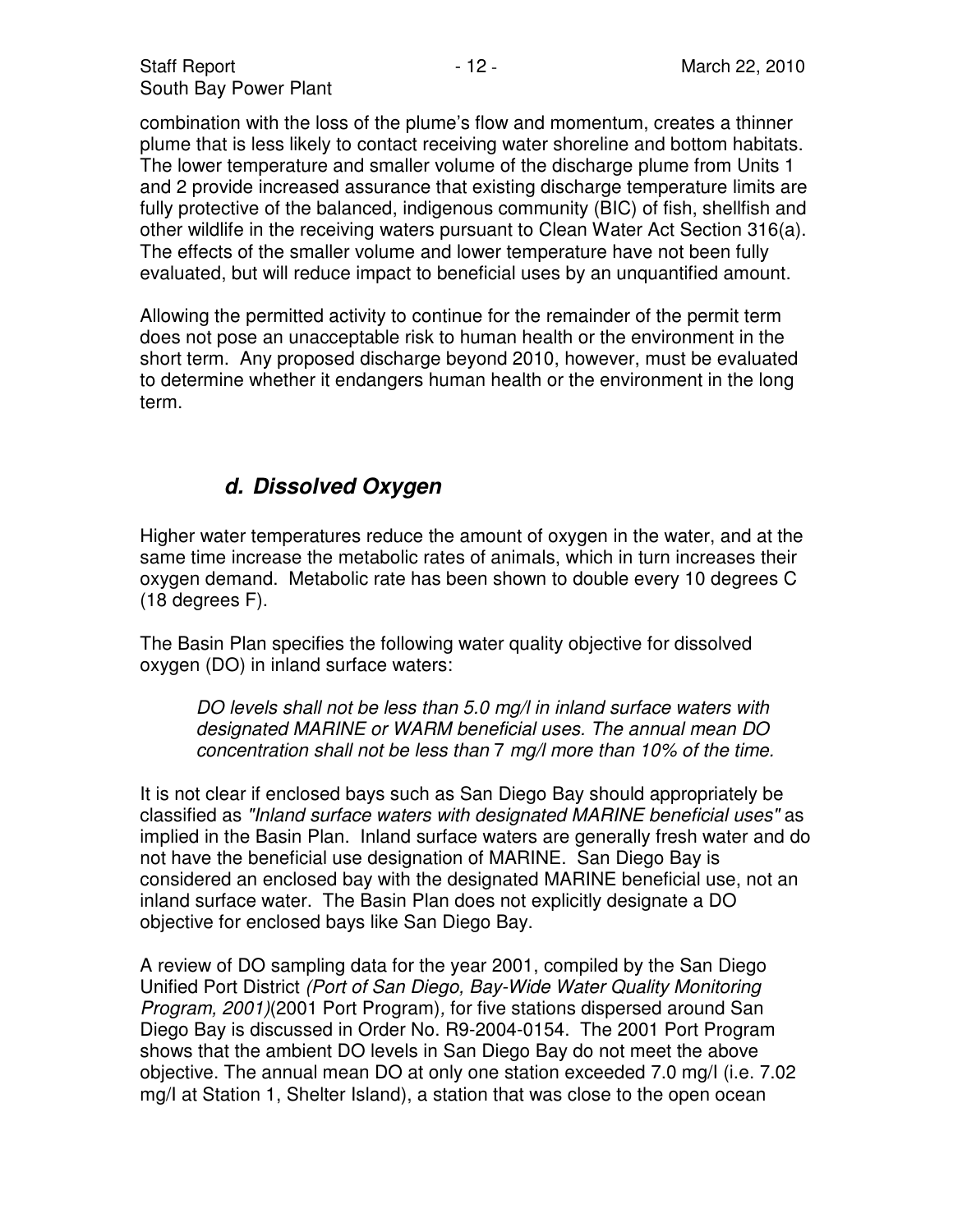combination with the loss of the plume's flow and momentum, creates a thinner plume that is less likely to contact receiving water shoreline and bottom habitats. The lower temperature and smaller volume of the discharge plume from Units 1 and 2 provide increased assurance that existing discharge temperature limits are fully protective of the balanced, indigenous community (BIC) of fish, shellfish and other wildlife in the receiving waters pursuant to Clean Water Act Section 316(a). The effects of the smaller volume and lower temperature have not been fully evaluated, but will reduce impact to beneficial uses by an unquantified amount.

Allowing the permitted activity to continue for the remainder of the permit term does not pose an unacceptable risk to human health or the environment in the short term. Any proposed discharge beyond 2010, however, must be evaluated to determine whether it endangers human health or the environment in the long term.

### *d. Dissolved Oxygen*

Higher water temperatures reduce the amount of oxygen in the water, and at the same time increase the metabolic rates of animals, which in turn increases their oxygen demand. Metabolic rate has been shown to double every 10 degrees C (18 degrees F).

The Basin Plan specifies the following water quality objective for dissolved oxygen (DO) in inland surface waters:

> *DO levels shall not be less than 5.0 mg/l in inland surface waters with designated MARINE or WARM beneficial uses. The annual mean DO concentration shall not be less than 7 mg/l more than 10% of the time.*

It is not clear if enclosed bays such as San Diego Bay should appropriately be classified as *"Inland surface waters with designated MARINE beneficial uses"* as implied in the Basin Plan. Inland surface waters are generally fresh water and do not have the beneficial use designation of MARINE. San Diego Bay is considered an enclosed bay with the designated MARINE beneficial use, not an inland surface water. The Basin Plan does not explicitly designate a DO objective for enclosed bays like San Diego Bay.

A review of DO sampling data for the year 2001, compiled by the San Diego Unified Port District *(Port of San Diego, Bay-Wide Water Quality Monitoring Program, 2001)*(2001 Port Program)*,* for five stations dispersed around San Diego Bay is discussed in Order No. R9-2004-0154. The 2001 Port Program shows that the ambient DO levels in San Diego Bay do not meet the above objective. The annual mean DO at only one station exceeded 7.0 mg/l (i.e. 7.02 mg/l at Station 1, Shelter Island), a station that was close to the open ocean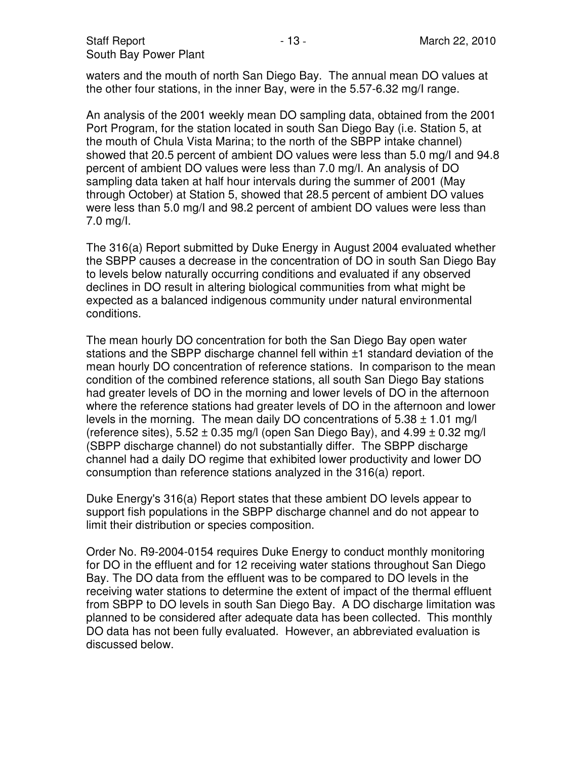waters and the mouth of north San Diego Bay. The annual mean DO values at the other four stations, in the inner Bay, were in the 5.57-6.32 mg/l range.

An analysis of the 2001 weekly mean DO sampling data, obtained from the 2001 Port Program, for the station located in south San Diego Bay (i.e. Station 5, at the mouth of Chula Vista Marina; to the north of the SBPP intake channel) showed that 20.5 percent of ambient DO values were less than 5.0 mg/l and 94.8 percent of ambient DO values were less than 7.0 mg/l. An analysis of DO sampling data taken at half hour intervals during the summer of 2001 (May through October) at Station 5, showed that 28.5 percent of ambient DO values were less than 5.0 mg/l and 98.2 percent of ambient DO values were less than 7.0 mg/l.

The 316(a) Report submitted by Duke Energy in August 2004 evaluated whether the SBPP causes a decrease in the concentration of DO in south San Diego Bay to levels below naturally occurring conditions and evaluated if any observed declines in DO result in altering biological communities from what might be expected as a balanced indigenous community under natural environmental conditions.

The mean hourly DO concentration for both the San Diego Bay open water stations and the SBPP discharge channel fell within ±1 standard deviation of the mean hourly DO concentration of reference stations. In comparison to the mean condition of the combined reference stations, all south San Diego Bay stations had greater levels of DO in the morning and lower levels of DO in the afternoon where the reference stations had greater levels of DO in the afternoon and lower levels in the morning. The mean daily DO concentrations of 5.38 ± 1.01 mg/l (reference sites), 5.52 ± 0.35 mg/l (open San Diego Bay), and 4.99 ± 0.32 mg/l (SBPP discharge channel) do not substantially differ. The SBPP discharge channel had a daily DO regime that exhibited lower productivity and lower DO consumption than reference stations analyzed in the 316(a) report.

Duke Energy's 316(a) Report states that these ambient DO levels appear to support fish populations in the SBPP discharge channel and do not appear to limit their distribution or species composition.

Order No. R9-2004-0154 requires Duke Energy to conduct monthly monitoring for DO in the effluent and for 12 receiving water stations throughout San Diego Bay. The DO data from the effluent was to be compared to DO levels in the receiving water stations to determine the extent of impact of the thermal effluent from SBPP to DO levels in south San Diego Bay. A DO discharge limitation was planned to be considered after adequate data has been collected. This monthly DO data has not been fully evaluated. However, an abbreviated evaluation is discussed below.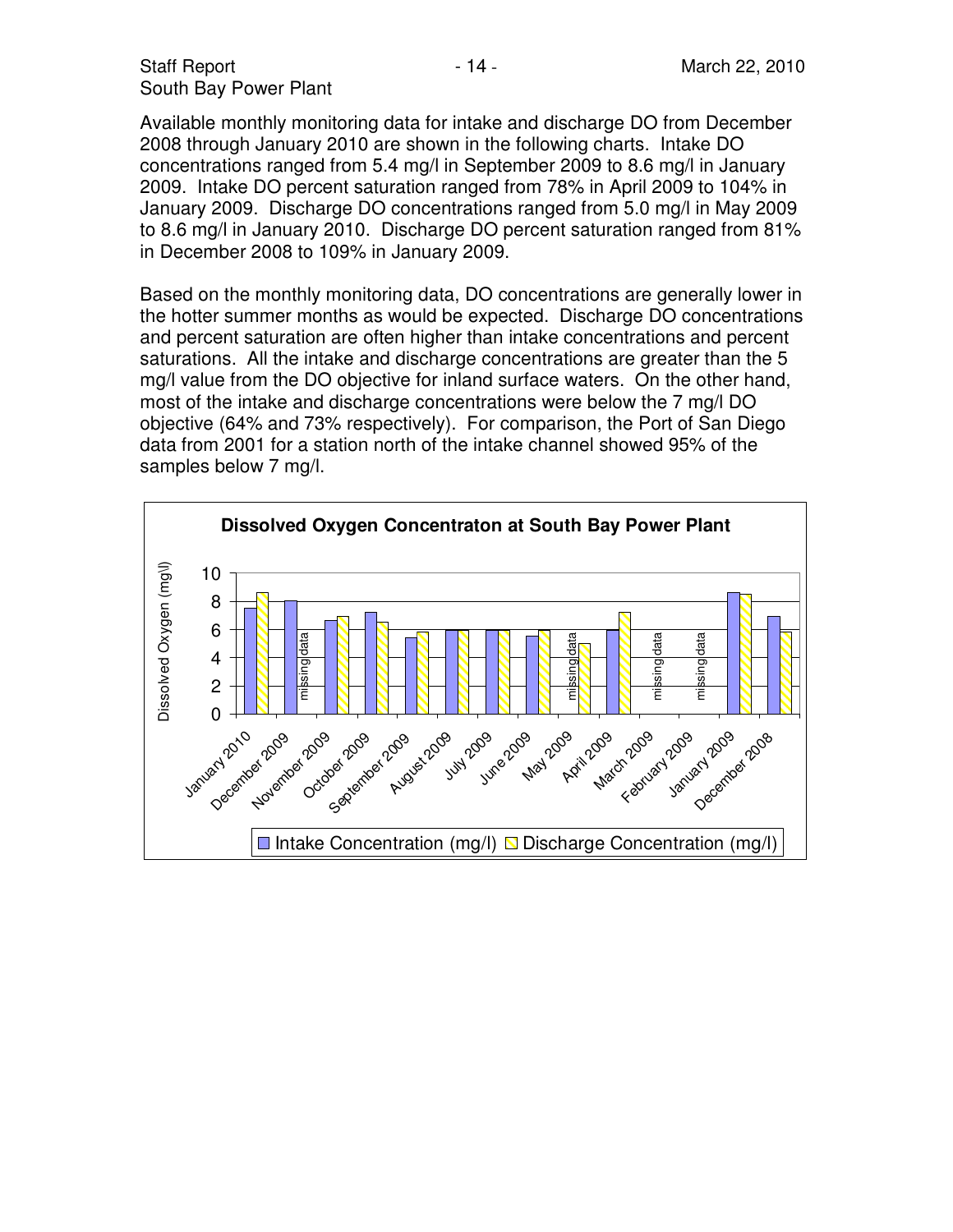Available monthly monitoring data for intake and discharge DO from December 2008 through January 2010 are shown in the following charts. Intake DO concentrations ranged from 5.4 mg/l in September 2009 to 8.6 mg/l in January 2009. Intake DO percent saturation ranged from 78% in April 2009 to 104% in January 2009. Discharge DO concentrations ranged from 5.0 mg/l in May 2009 to 8.6 mg/l in January 2010. Discharge DO percent saturation ranged from 81% in December 2008 to 109% in January 2009.

Based on the monthly monitoring data, DO concentrations are generally lower in the hotter summer months as would be expected. Discharge DO concentrations and percent saturation are often higher than intake concentrations and percent saturations. All the intake and discharge concentrations are greater than the 5 mg/l value from the DO objective for inland surface waters. On the other hand, most of the intake and discharge concentrations were below the 7 mg/l DO objective (64% and 73% respectively). For comparison, the Port of San Diego data from 2001 for a station north of the intake channel showed 95% of the samples below 7 mg/l.

**Dissolved Oxygen Concentraton at South Bay Power Plant**

Dissolved Oxygen (mg/l)

January 2010, December 2009, November 2009, October 2009, September 2009, August 2009, July 2009, June 2009, May 2009, April 2009, March 2009, February 2009, January 2009, December 2008

missing data | missing data | missing data | missing data

Intake Concentration (mg/l) | Discharge Concentration (mg/l)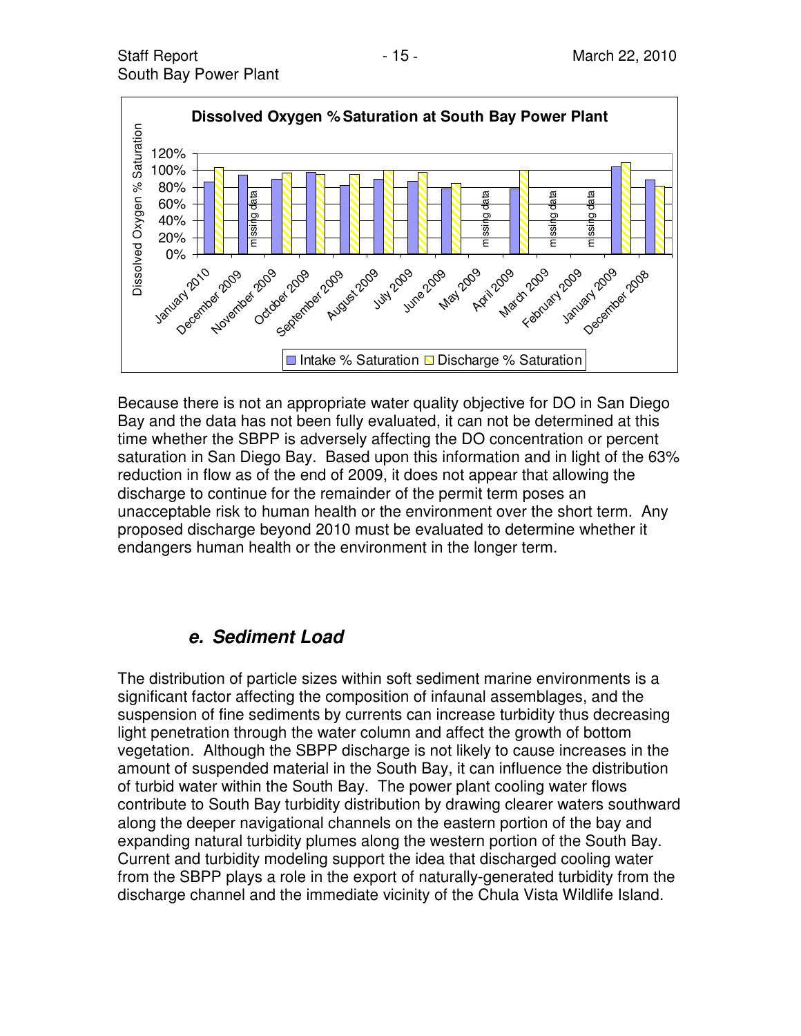Because there is not an appropriate water quality objective for DO in San Diego Bay and the data has not been fully evaluated, it can not be determined at this time whether the SBPP is adversely affecting the DO concentration or percent saturation in San Diego Bay. Based upon this information and in light of the 63% reduction in flow as of the end of 2009, it does not appear that allowing the discharge to continue for the remainder of the permit term poses an unacceptable risk to human health or the environment over the short term. Any proposed discharge beyond 2010 must be evaluated to determine whether it endangers human health or the environment in the longer term.

### *e. Sediment Load*

The distribution of particle sizes within soft sediment marine environments is a significant factor affecting the composition of infaunal assemblages, and the suspension of fine sediments by currents can increase turbidity thus decreasing light penetration through the water column and affect the growth of bottom vegetation. Although the SBPP discharge is not likely to cause increases in the amount of suspended material in the South Bay, it can influence the distribution of turbid water within the South Bay. The power plant cooling water flows contribute to South Bay turbidity distribution by drawing clearer waters southward along the deeper navigational channels on the eastern portion of the bay and expanding natural turbidity plumes along the western portion of the South Bay. Current and turbidity modeling support the idea that discharged cooling water from the SBPP plays a role in the export of naturally-generated turbidity from the discharge channel and the immediate vicinity of the Chula Vista Wildlife Island.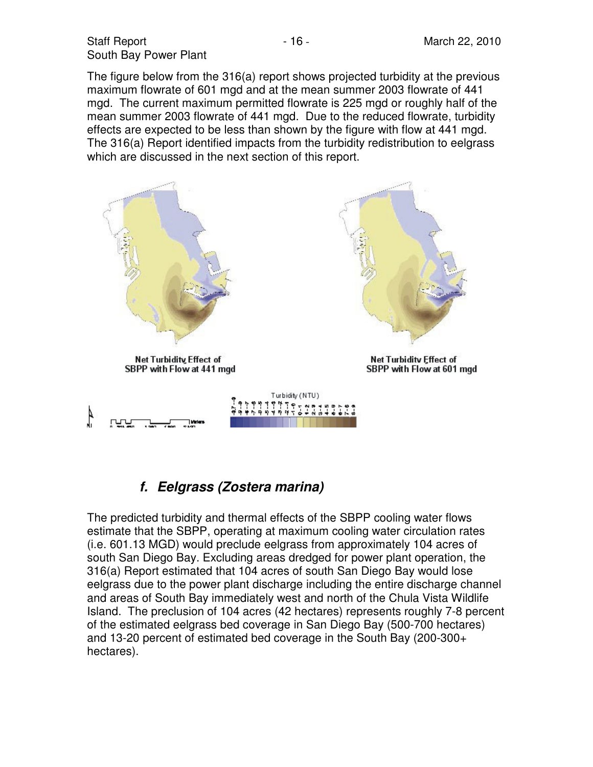The figure below from the 316(a) report shows projected turbidity at the previous maximum flowrate of 601 mgd and at the mean summer 2003 flowrate of 441 mgd. The current maximum permitted flowrate is 225 mgd or roughly half of the mean summer 2003 flowrate of 441 mgd. Due to the reduced flowrate, turbidity effects are expected to be less than shown by the figure with flow at 441 mgd. The 316(a) Report identified impacts from the turbidity redistribution to eelgrass which are discussed in the next section of this report.

Net Turbidity Effect of SBPP with Flow at 441 mgd

Net Turbidity Effect of SBPP with Flow at 601 mgd

Turbidity (NTU)

### *f. Eelgrass (Zostera marina)*

The predicted turbidity and thermal effects of the SBPP cooling water flows estimate that the SBPP, operating at maximum cooling water circulation rates (i.e. 601.13 MGD) would preclude eelgrass from approximately 104 acres of south San Diego Bay. Excluding areas dredged for power plant operation, the 316(a) Report estimated that 104 acres of south San Diego Bay would lose eelgrass due to the power plant discharge including the entire discharge channel and areas of South Bay immediately west and north of the Chula Vista Wildlife Island. The preclusion of 104 acres (42 hectares) represents roughly 7-8 percent of the estimated eelgrass bed coverage in San Diego Bay (500-700 hectares) and 13-20 percent of estimated bed coverage in the South Bay (200-300+ hectares).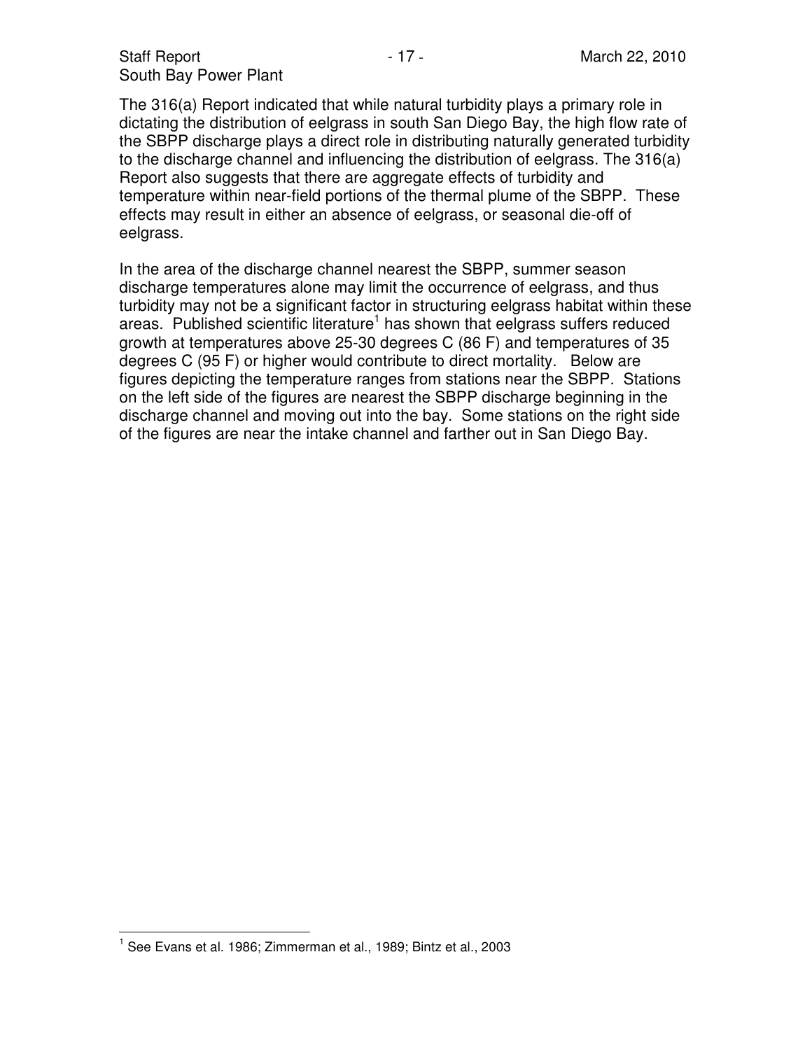The 316(a) Report indicated that while natural turbidity plays a primary role in dictating the distribution of eelgrass in south San Diego Bay, the high flow rate of the SBPP discharge plays a direct role in distributing naturally generated turbidity to the discharge channel and influencing the distribution of eelgrass. The 316(a) Report also suggests that there are aggregate effects of turbidity and temperature within near-field portions of the thermal plume of the SBPP. These effects may result in either an absence of eelgrass, or seasonal die-off of eelgrass.

In the area of the discharge channel nearest the SBPP, summer season discharge temperatures alone may limit the occurrence of eelgrass, and thus turbidity may not be a significant factor in structuring eelgrass habitat within these areas. Published scientific literature[1] has shown that eelgrass suffers reduced growth at temperatures above 25-30 degrees C (86 F) and temperatures of 35 degrees C (95 F) or higher would contribute to direct mortality. Below are figures depicting the temperature ranges from stations near the SBPP. Stations on the left side of the figures are nearest the SBPP discharge beginning in the discharge channel and moving out into the bay. Some stations on the right side of the figures are near the intake channel and farther out in San Diego Bay.

[1] See Evans et al. 1986; Zimmerman et al., 1989; Bintz et al., 2003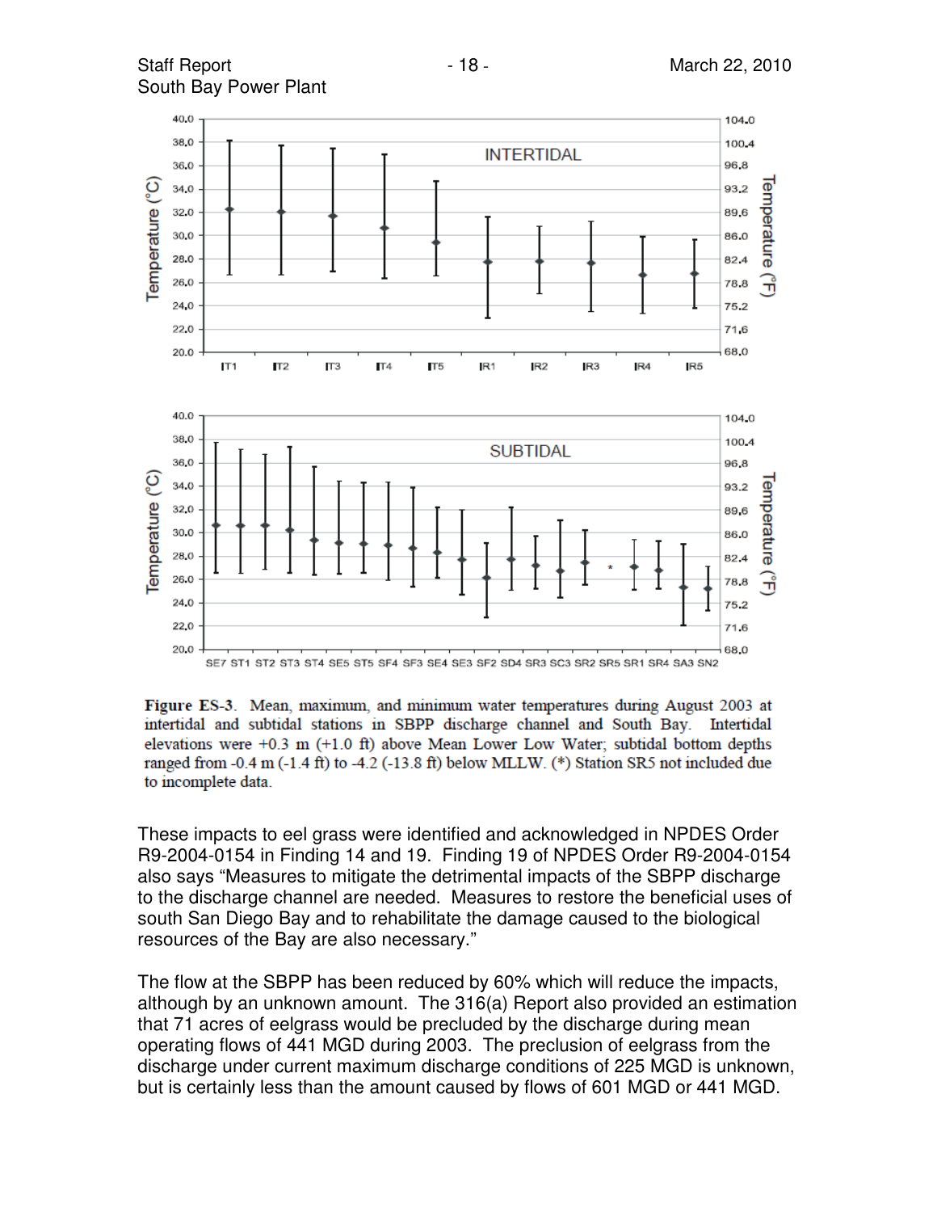**Figure ES-3.** Mean, maximum, and minimum water temperatures during August 2003 at intertidal and subtidal stations in SBPP discharge channel and South Bay. Intertidal elevations were +0.3 m (+1.0 ft) above Mean Lower Low Water; subtidal bottom depths ranged from -0.4 m (-1.4 ft) to -4.2 (-13.8 ft) below MLLW. (*) Station SR5 not included due to incomplete data.

These impacts to eel grass were identified and acknowledged in NPDES Order R9-2004-0154 in Finding 14 and 19. Finding 19 of NPDES Order R9-2004-0154 also says "Measures to mitigate the detrimental impacts of the SBPP discharge to the discharge channel are needed. Measures to restore the beneficial uses of south San Diego Bay and to rehabilitate the damage caused to the biological resources of the Bay are also necessary."

The flow at the SBPP has been reduced by 60% which will reduce the impacts, although by an unknown amount. The 316(a) Report also provided an estimation that 71 acres of eelgrass would be precluded by the discharge during mean operating flows of 441 MGD during 2003. The preclusion of eelgrass from the discharge under current maximum discharge conditions of 225 MGD is unknown, but is certainly less than the amount caused by flows of 601 MGD or 441 MGD.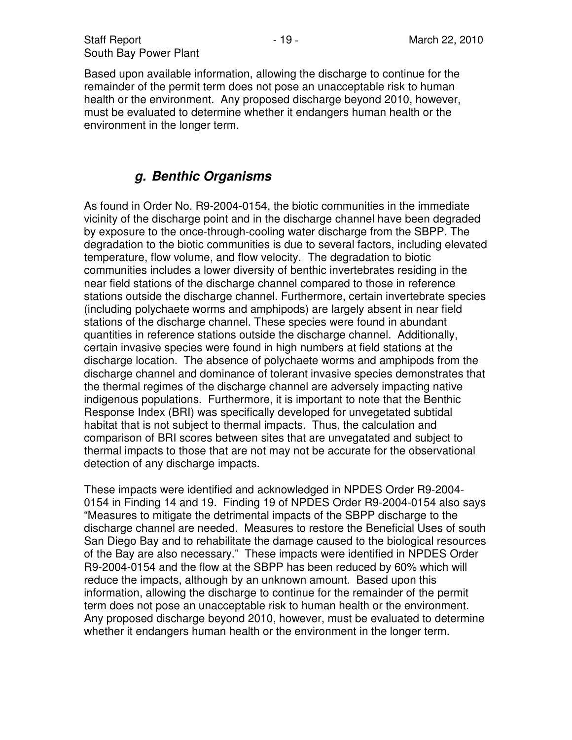Based upon available information, allowing the discharge to continue for the remainder of the permit term does not pose an unacceptable risk to human health or the environment. Any proposed discharge beyond 2010, however, must be evaluated to determine whether it endangers human health or the environment in the longer term.

### ***g. Benthic Organisms***

As found in Order No. R9-2004-0154, the biotic communities in the immediate vicinity of the discharge point and in the discharge channel have been degraded by exposure to the once-through-cooling water discharge from the SBPP. The degradation to the biotic communities is due to several factors, including elevated temperature, flow volume, and flow velocity. The degradation to biotic communities includes a lower diversity of benthic invertebrates residing in the near field stations of the discharge channel compared to those in reference stations outside the discharge channel. Furthermore, certain invertebrate species (including polychaete worms and amphipods) are largely absent in near field stations of the discharge channel. These species were found in abundant quantities in reference stations outside the discharge channel. Additionally, certain invasive species were found in high numbers at field stations at the discharge location. The absence of polychaete worms and amphipods from the discharge channel and dominance of tolerant invasive species demonstrates that the thermal regimes of the discharge channel are adversely impacting native indigenous populations. Furthermore, it is important to note that the Benthic Response Index (BRI) was specifically developed for unvegetated subtidal habitat that is not subject to thermal impacts. Thus, the calculation and comparison of BRI scores between sites that are unvegatated and subject to thermal impacts to those that are not may not be accurate for the observational detection of any discharge impacts.

These impacts were identified and acknowledged in NPDES Order R9-2004-0154 in Finding 14 and 19. Finding 19 of NPDES Order R9-2004-0154 also says "Measures to mitigate the detrimental impacts of the SBPP discharge to the discharge channel are needed. Measures to restore the Beneficial Uses of south San Diego Bay and to rehabilitate the damage caused to the biological resources of the Bay are also necessary." These impacts were identified in NPDES Order R9-2004-0154 and the flow at the SBPP has been reduced by 60% which will reduce the impacts, although by an unknown amount. Based upon this information, allowing the discharge to continue for the remainder of the permit term does not pose an unacceptable risk to human health or the environment. Any proposed discharge beyond 2010, however, must be evaluated to determine whether it endangers human health or the environment in the longer term.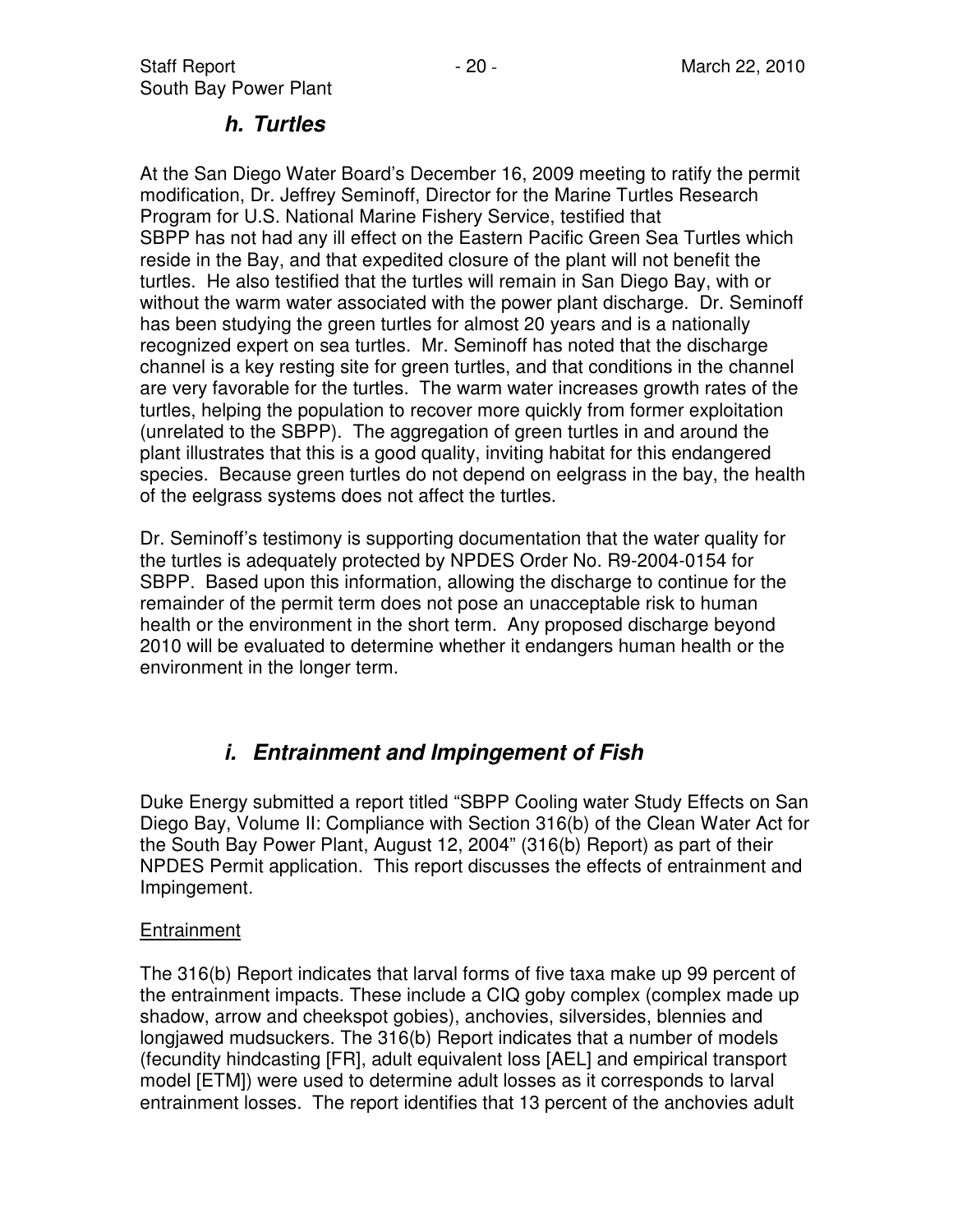### *h. Turtles*

At the San Diego Water Board's December 16, 2009 meeting to ratify the permit modification, Dr. Jeffrey Seminoff, Director for the Marine Turtles Research Program for U.S. National Marine Fishery Service, testified that SBPP has not had any ill effect on the Eastern Pacific Green Sea Turtles which reside in the Bay, and that expedited closure of the plant will not benefit the turtles. He also testified that the turtles will remain in San Diego Bay, with or without the warm water associated with the power plant discharge. Dr. Seminoff has been studying the green turtles for almost 20 years and is a nationally recognized expert on sea turtles. Mr. Seminoff has noted that the discharge channel is a key resting site for green turtles, and that conditions in the channel are very favorable for the turtles. The warm water increases growth rates of the turtles, helping the population to recover more quickly from former exploitation (unrelated to the SBPP). The aggregation of green turtles in and around the plant illustrates that this is a good quality, inviting habitat for this endangered species. Because green turtles do not depend on eelgrass in the bay, the health of the eelgrass systems does not affect the turtles.

Dr. Seminoff's testimony is supporting documentation that the water quality for the turtles is adequately protected by NPDES Order No. R9-2004-0154 for SBPP. Based upon this information, allowing the discharge to continue for the remainder of the permit term does not pose an unacceptable risk to human health or the environment in the short term. Any proposed discharge beyond 2010 will be evaluated to determine whether it endangers human health or the environment in the longer term.

### *i. Entrainment and Impingement of Fish*

Duke Energy submitted a report titled "SBPP Cooling water Study Effects on San Diego Bay, Volume II: Compliance with Section 316(b) of the Clean Water Act for the South Bay Power Plant, August 12, 2004" (316(b) Report) as part of their NPDES Permit application. This report discusses the effects of entrainment and Impingement.

<u>Entrainment</u>

The 316(b) Report indicates that larval forms of five taxa make up 99 percent of the entrainment impacts. These include a CIQ goby complex (complex made up shadow, arrow and cheekspot gobies), anchovies, silversides, blennies and longjawed mudsuckers. The 316(b) Report indicates that a number of models (fecundity hindcasting [FR], adult equivalent loss [AEL] and empirical transport model [ETM]) were used to determine adult losses as it corresponds to larval entrainment losses. The report identifies that 13 percent of the anchovies adult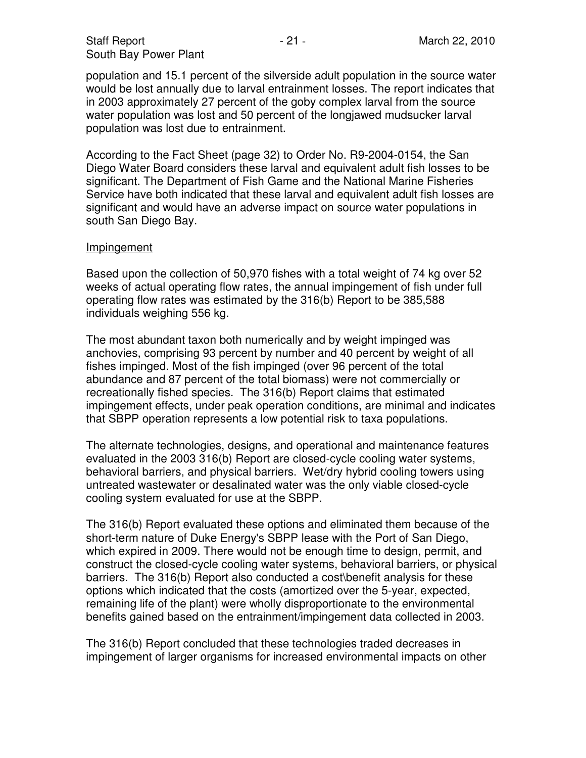population and 15.1 percent of the silverside adult population in the source water would be lost annually due to larval entrainment losses. The report indicates that in 2003 approximately 27 percent of the goby complex larval from the source water population was lost and 50 percent of the longjawed mudsucker larval population was lost due to entrainment.

According to the Fact Sheet (page 32) to Order No. R9-2004-0154, the San Diego Water Board considers these larval and equivalent adult fish losses to be significant. The Department of Fish Game and the National Marine Fisheries Service have both indicated that these larval and equivalent adult fish losses are significant and would have an adverse impact on source water populations in south San Diego Bay.

Impingement

Based upon the collection of 50,970 fishes with a total weight of 74 kg over 52 weeks of actual operating flow rates, the annual impingement of fish under full operating flow rates was estimated by the 316(b) Report to be 385,588 individuals weighing 556 kg.

The most abundant taxon both numerically and by weight impinged was anchovies, comprising 93 percent by number and 40 percent by weight of all fishes impinged. Most of the fish impinged (over 96 percent of the total abundance and 87 percent of the total biomass) were not commercially or recreationally fished species. The 316(b) Report claims that estimated impingement effects, under peak operation conditions, are minimal and indicates that SBPP operation represents a low potential risk to taxa populations.

The alternate technologies, designs, and operational and maintenance features evaluated in the 2003 316(b) Report are closed-cycle cooling water systems, behavioral barriers, and physical barriers. Wet/dry hybrid cooling towers using untreated wastewater or desalinated water was the only viable closed-cycle cooling system evaluated for use at the SBPP.

The 316(b) Report evaluated these options and eliminated them because of the short-term nature of Duke Energy's SBPP lease with the Port of San Diego, which expired in 2009. There would not be enough time to design, permit, and construct the closed-cycle cooling water systems, behavioral barriers, or physical barriers. The 316(b) Report also conducted a cost\benefit analysis for these options which indicated that the costs (amortized over the 5-year, expected, remaining life of the plant) were wholly disproportionate to the environmental benefits gained based on the entrainment/impingement data collected in 2003.

The 316(b) Report concluded that these technologies traded decreases in impingement of larger organisms for increased environmental impacts on other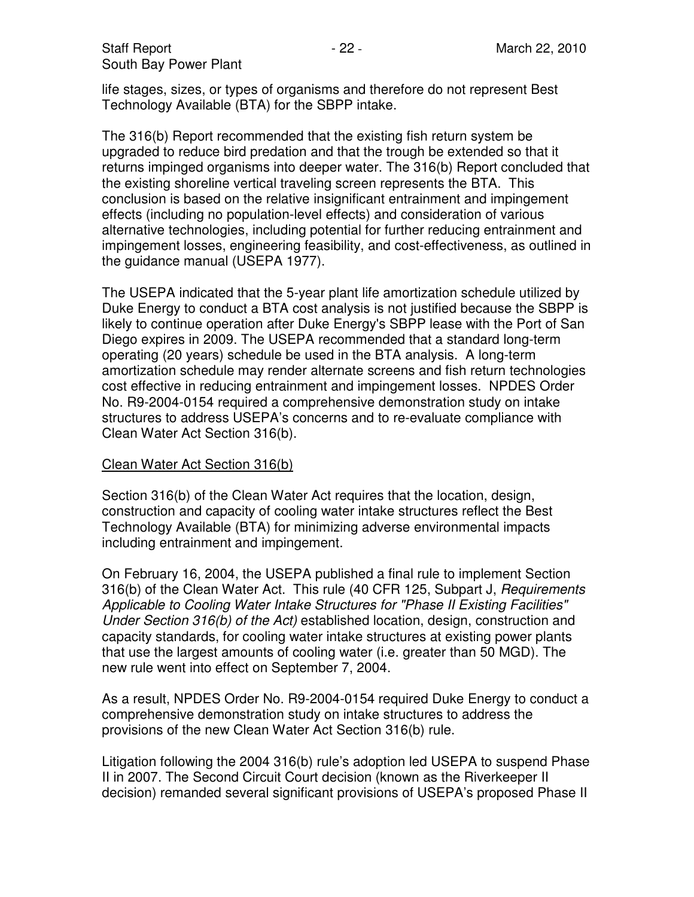life stages, sizes, or types of organisms and therefore do not represent Best Technology Available (BTA) for the SBPP intake.

The 316(b) Report recommended that the existing fish return system be upgraded to reduce bird predation and that the trough be extended so that it returns impinged organisms into deeper water. The 316(b) Report concluded that the existing shoreline vertical traveling screen represents the BTA. This conclusion is based on the relative insignificant entrainment and impingement effects (including no population-level effects) and consideration of various alternative technologies, including potential for further reducing entrainment and impingement losses, engineering feasibility, and cost-effectiveness, as outlined in the guidance manual (USEPA 1977).

The USEPA indicated that the 5-year plant life amortization schedule utilized by Duke Energy to conduct a BTA cost analysis is not justified because the SBPP is likely to continue operation after Duke Energy's SBPP lease with the Port of San Diego expires in 2009. The USEPA recommended that a standard long-term operating (20 years) schedule be used in the BTA analysis. A long-term amortization schedule may render alternate screens and fish return technologies cost effective in reducing entrainment and impingement losses. NPDES Order No. R9-2004-0154 required a comprehensive demonstration study on intake structures to address USEPA's concerns and to re-evaluate compliance with Clean Water Act Section 316(b).

<u>Clean Water Act Section 316(b)</u>

Section 316(b) of the Clean Water Act requires that the location, design, construction and capacity of cooling water intake structures reflect the Best Technology Available (BTA) for minimizing adverse environmental impacts including entrainment and impingement.

On February 16, 2004, the USEPA published a final rule to implement Section 316(b) of the Clean Water Act. This rule (40 CFR 125, Subpart J, *Requirements Applicable to Cooling Water Intake Structures for "Phase II Existing Facilities" Under Section 316(b) of the Act)* established location, design, construction and capacity standards, for cooling water intake structures at existing power plants that use the largest amounts of cooling water (i.e. greater than 50 MGD). The new rule went into effect on September 7, 2004.

As a result, NPDES Order No. R9-2004-0154 required Duke Energy to conduct a comprehensive demonstration study on intake structures to address the provisions of the new Clean Water Act Section 316(b) rule.

Litigation following the 2004 316(b) rule's adoption led USEPA to suspend Phase II in 2007. The Second Circuit Court decision (known as the Riverkeeper II decision) remanded several significant provisions of USEPA's proposed Phase II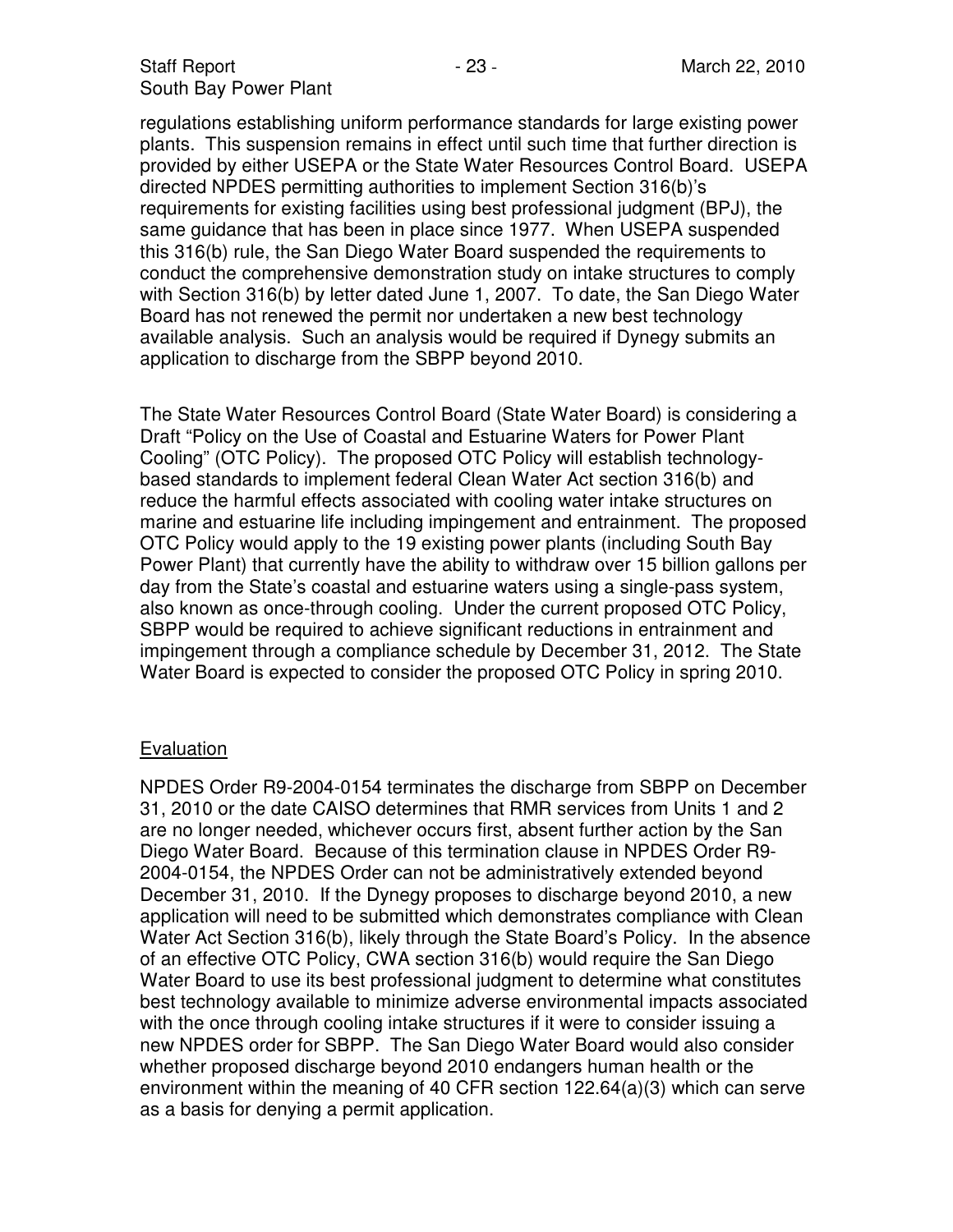regulations establishing uniform performance standards for large existing power plants. This suspension remains in effect until such time that further direction is provided by either USEPA or the State Water Resources Control Board. USEPA directed NPDES permitting authorities to implement Section 316(b)'s requirements for existing facilities using best professional judgment (BPJ), the same guidance that has been in place since 1977. When USEPA suspended this 316(b) rule, the San Diego Water Board suspended the requirements to conduct the comprehensive demonstration study on intake structures to comply with Section 316(b) by letter dated June 1, 2007. To date, the San Diego Water Board has not renewed the permit nor undertaken a new best technology available analysis. Such an analysis would be required if Dynegy submits an application to discharge from the SBPP beyond 2010.

The State Water Resources Control Board (State Water Board) is considering a Draft "Policy on the Use of Coastal and Estuarine Waters for Power Plant Cooling" (OTC Policy). The proposed OTC Policy will establish technology-based standards to implement federal Clean Water Act section 316(b) and reduce the harmful effects associated with cooling water intake structures on marine and estuarine life including impingement and entrainment. The proposed OTC Policy would apply to the 19 existing power plants (including South Bay Power Plant) that currently have the ability to withdraw over 15 billion gallons per day from the State's coastal and estuarine waters using a single-pass system, also known as once-through cooling. Under the current proposed OTC Policy, SBPP would be required to achieve significant reductions in entrainment and impingement through a compliance schedule by December 31, 2012. The State Water Board is expected to consider the proposed OTC Policy in spring 2010.

## Evaluation

NPDES Order R9-2004-0154 terminates the discharge from SBPP on December 31, 2010 or the date CAISO determines that RMR services from Units 1 and 2 are no longer needed, whichever occurs first, absent further action by the San Diego Water Board. Because of this termination clause in NPDES Order R9-2004-0154, the NPDES Order can not be administratively extended beyond December 31, 2010. If the Dynegy proposes to discharge beyond 2010, a new application will need to be submitted which demonstrates compliance with Clean Water Act Section 316(b), likely through the State Board's Policy. In the absence of an effective OTC Policy, CWA section 316(b) would require the San Diego Water Board to use its best professional judgment to determine what constitutes best technology available to minimize adverse environmental impacts associated with the once through cooling intake structures if it were to consider issuing a new NPDES order for SBPP. The San Diego Water Board would also consider whether proposed discharge beyond 2010 endangers human health or the environment within the meaning of 40 CFR section 122.64(a)(3) which can serve as a basis for denying a permit application.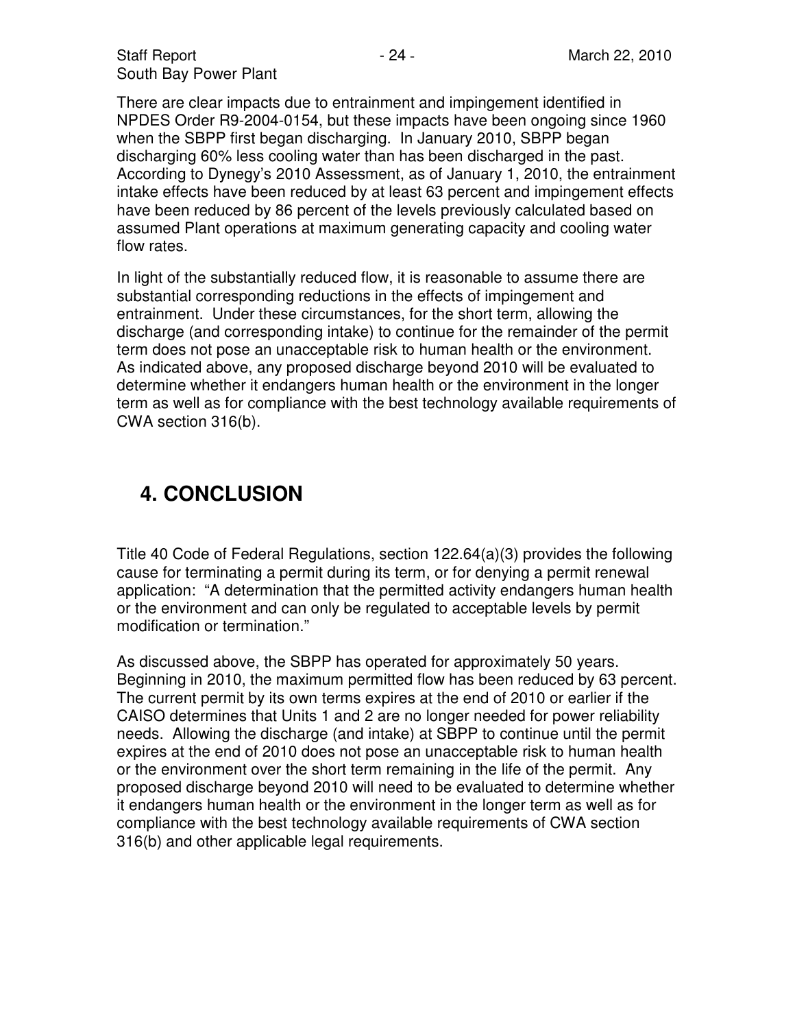There are clear impacts due to entrainment and impingement identified in NPDES Order R9-2004-0154, but these impacts have been ongoing since 1960 when the SBPP first began discharging. In January 2010, SBPP began discharging 60% less cooling water than has been discharged in the past. According to Dynegy's 2010 Assessment, as of January 1, 2010, the entrainment intake effects have been reduced by at least 63 percent and impingement effects have been reduced by 86 percent of the levels previously calculated based on assumed Plant operations at maximum generating capacity and cooling water flow rates.

In light of the substantially reduced flow, it is reasonable to assume there are substantial corresponding reductions in the effects of impingement and entrainment. Under these circumstances, for the short term, allowing the discharge (and corresponding intake) to continue for the remainder of the permit term does not pose an unacceptable risk to human health or the environment. As indicated above, any proposed discharge beyond 2010 will be evaluated to determine whether it endangers human health or the environment in the longer term as well as for compliance with the best technology available requirements of CWA section 316(b).

# 4. CONCLUSION

Title 40 Code of Federal Regulations, section 122.64(a)(3) provides the following cause for terminating a permit during its term, or for denying a permit renewal application: "A determination that the permitted activity endangers human health or the environment and can only be regulated to acceptable levels by permit modification or termination."

As discussed above, the SBPP has operated for approximately 50 years. Beginning in 2010, the maximum permitted flow has been reduced by 63 percent. The current permit by its own terms expires at the end of 2010 or earlier if the CAISO determines that Units 1 and 2 are no longer needed for power reliability needs. Allowing the discharge (and intake) at SBPP to continue until the permit expires at the end of 2010 does not pose an unacceptable risk to human health or the environment over the short term remaining in the life of the permit. Any proposed discharge beyond 2010 will need to be evaluated to determine whether it endangers human health or the environment in the longer term as well as for compliance with the best technology available requirements of CWA section 316(b) and other applicable legal requirements.